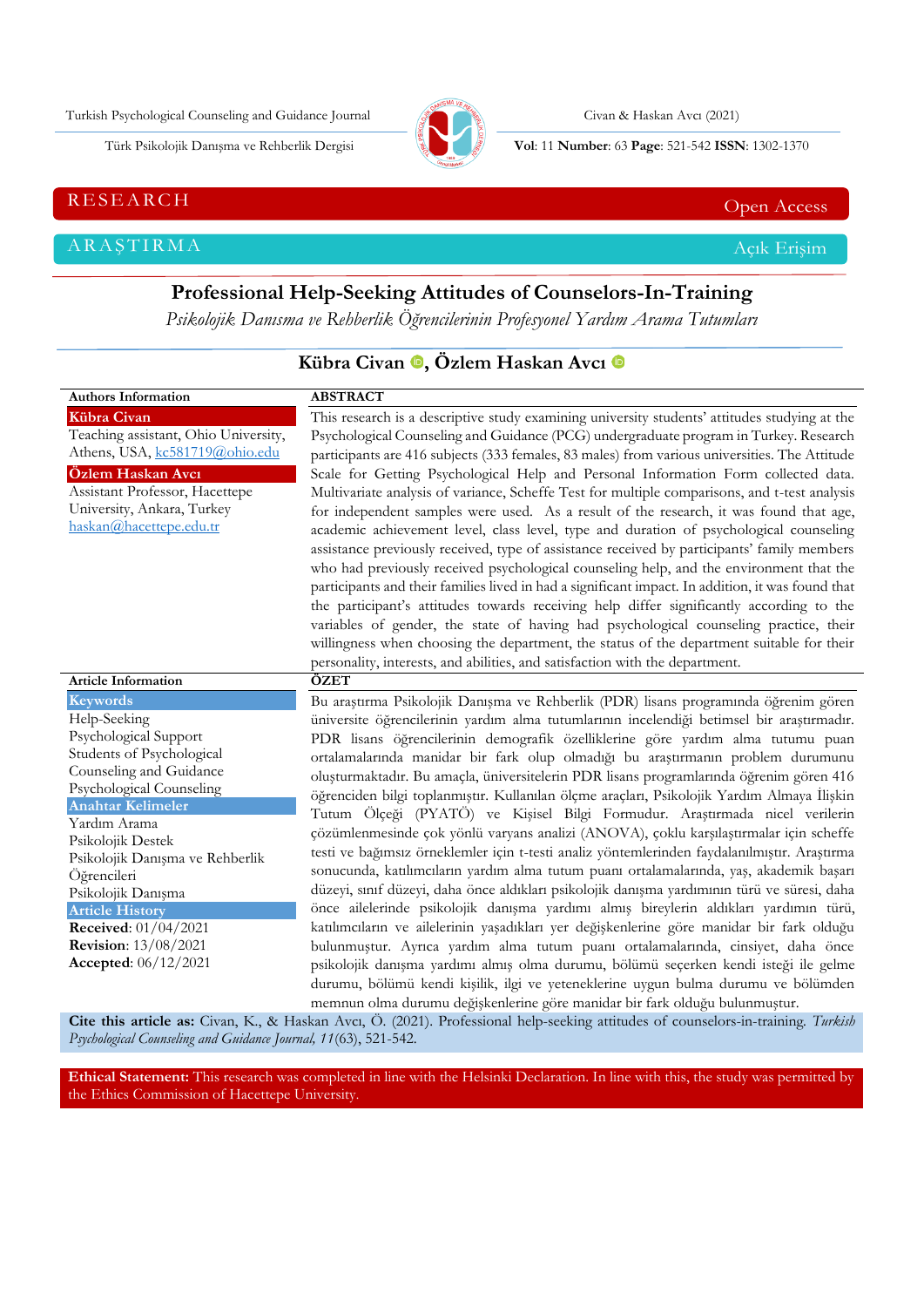RESEARCH | Open Access

ARAŞTIRMA | Açık Erişim

# Professional Help-Seeking Attitudes of Counselors-In-Training

*Psikolojik Danısma ve Rehberlik Öğrencilerinin Profesyonel Yardım Arama Tutumları*

**Kübra Civan, Özlem Haskan Avcı**

**Authors Information**

**Kübra Civan**
Teaching assistant, Ohio University, Athens, USA, kc581719@ohio.edu

**Özlem Haskan Avcı**
Assistant Professor, Hacettepe University, Ankara, Turkey
haskan@hacettepe.edu.tr

**ABSTRACT**

This research is a descriptive study examining university students' attitudes studying at the Psychological Counseling and Guidance (PCG) undergraduate program in Turkey. Research participants are 416 subjects (333 females, 83 males) from various universities. The Attitude Scale for Getting Psychological Help and Personal Information Form collected data. Multivariate analysis of variance, Scheffe Test for multiple comparisons, and t-test analysis for independent samples were used. As a result of the research, it was found that age, academic achievement level, class level, type and duration of psychological counseling assistance previously received, type of assistance received by participants' family members who had previously received psychological counseling help, and the environment that the participants and their families lived in had a significant impact. In addition, it was found that the participant's attitudes towards receiving help differ significantly according to the variables of gender, the state of having had psychological counseling practice, their willingness when choosing the department, the status of the department suitable for their personality, interests, and abilities, and satisfaction with the department.

**Article Information**

**Keywords**
Help-Seeking
Psychological Support
Students of Psychological Counseling and Guidance
Psychological Counseling

**Anahtar Kelimeler**
Yardım Arama
Psikolojik Destek
Psikolojik Danışma ve Rehberlik Öğrencileri
Psikolojik Danışma

**Article History**
**Received**: 01/04/2021
**Revision**: 13/08/2021
**Accepted**: 06/12/2021

**ÖZET**

Bu araştırma Psikolojik Danışma ve Rehberlik (PDR) lisans programında öğrenim gören üniversite öğrencilerinin yardım alma tutumlarının incelendiği betimsel bir araştırmadır. PDR lisans öğrencilerinin demografik özelliklerine göre yardım alma tutumu puan ortalamalarında manidar bir fark olup olmadığı bu araştırmanın problem durumunu oluşturmaktadır. Bu amaçla, üniversitelerin PDR lisans programlarında öğrenim gören 416 öğrenciden bilgi toplanmıştır. Kullanılan ölçme araçları, Psikolojik Yardım Almaya İlişkin Tutum Ölçeği (PYATÖ) ve Kişisel Bilgi Formudur. Araştırmada nicel verilerin çözümlenmesinde çok yönlü varyans analizi (ANOVA), çoklu karşılaştırmalar için scheffe testi ve bağımsız örneklemler için t-testi analiz yöntemlerinden faydalanılmıştır. Araştırma sonucunda, katılımcıların yardım alma tutum puanı ortalamalarında, yaş, akademik başarı düzeyi, sınıf düzeyi, daha önce aldıkları psikolojik danışma yardımının türü ve süresi, daha önce ailelerinde psikolojik danışma yardımı almış bireylerin aldıkları yardımın türü, katılımcıların ve ailelerinin yaşadıkları yer değişkenlerine göre manidar bir fark olduğu bulunmuştur. Ayrıca yardım alma tutum puanı ortalamalarında, cinsiyet, daha önce psikolojik danışma yardımı almış olma durumu, bölümü seçerken kendi isteği ile gelme durumu, bölümü kendi kişilik, ilgi ve yeteneklerine uygun bulma durumu ve bölümden memnun olma durumu değişkenlerine göre manidar bir fark olduğu bulunmuştur.

**Cite this article as:** Civan, K., & Haskan Avcı, Ö. (2021). Professional help-seeking attitudes of counselors-in-training. *Turkish Psychological Counseling and Guidance Journal, 11*(63), 521-542.

**Ethical Statement:** This research was completed in line with the Helsinki Declaration. In line with this, the study was permitted by the Ethics Commission of Hacettepe University.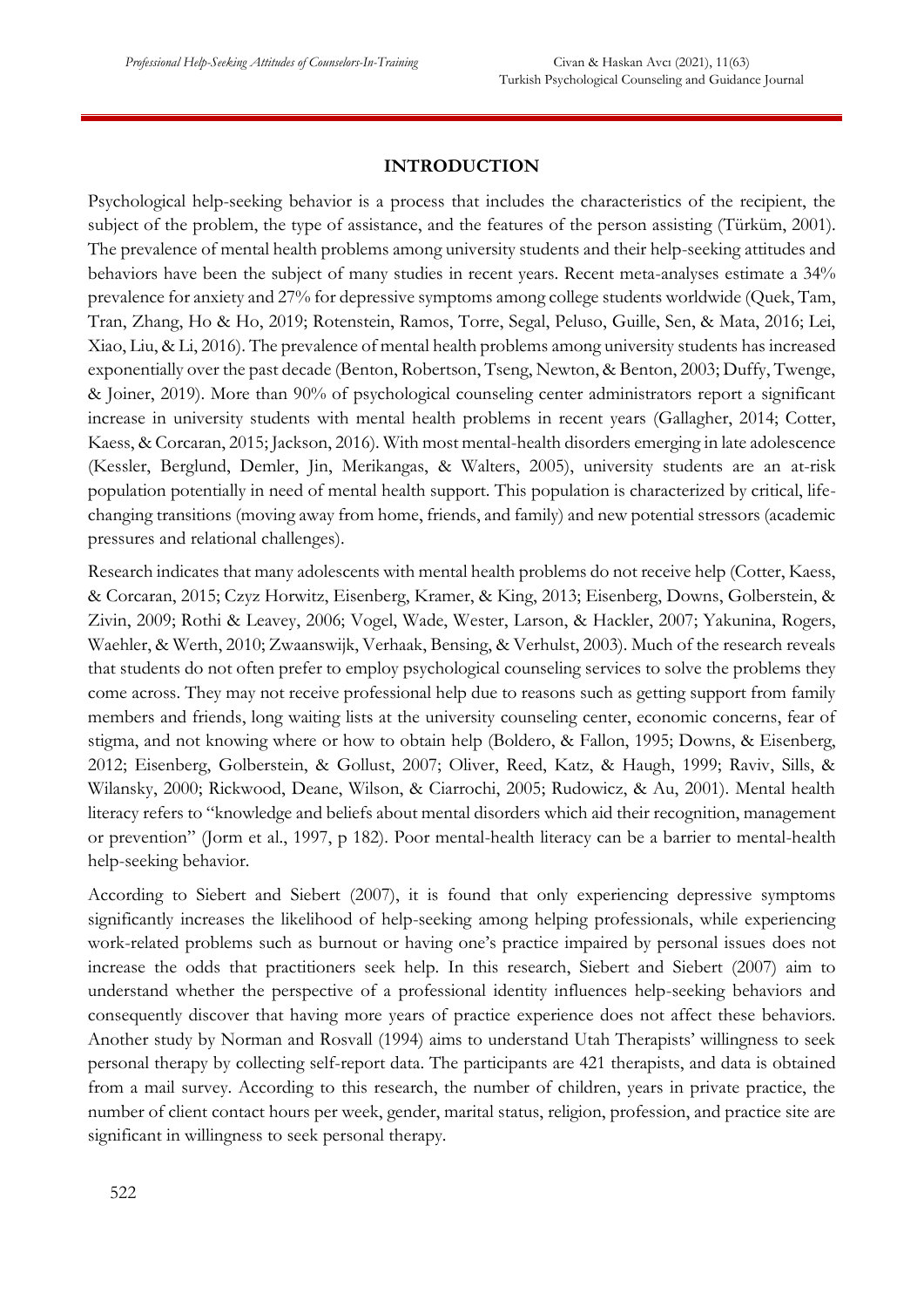## INTRODUCTION

Psychological help-seeking behavior is a process that includes the characteristics of the recipient, the subject of the problem, the type of assistance, and the features of the person assisting (Türküm, 2001). The prevalence of mental health problems among university students and their help-seeking attitudes and behaviors have been the subject of many studies in recent years. Recent meta-analyses estimate a 34% prevalence for anxiety and 27% for depressive symptoms among college students worldwide (Quek, Tam, Tran, Zhang, Ho & Ho, 2019; Rotenstein, Ramos, Torre, Segal, Peluso, Guille, Sen, & Mata, 2016; Lei, Xiao, Liu, & Li, 2016). The prevalence of mental health problems among university students has increased exponentially over the past decade (Benton, Robertson, Tseng, Newton, & Benton, 2003; Duffy, Twenge, & Joiner, 2019). More than 90% of psychological counseling center administrators report a significant increase in university students with mental health problems in recent years (Gallagher, 2014; Cotter, Kaess, & Corcaran, 2015; Jackson, 2016). With most mental-health disorders emerging in late adolescence (Kessler, Berglund, Demler, Jin, Merikangas, & Walters, 2005), university students are an at-risk population potentially in need of mental health support. This population is characterized by critical, life-changing transitions (moving away from home, friends, and family) and new potential stressors (academic pressures and relational challenges).

Research indicates that many adolescents with mental health problems do not receive help (Cotter, Kaess, & Corcaran, 2015; Czyz Horwitz, Eisenberg, Kramer, & King, 2013; Eisenberg, Downs, Golberstein, & Zivin, 2009; Rothi & Leavey, 2006; Vogel, Wade, Wester, Larson, & Hackler, 2007; Yakunina, Rogers, Waehler, & Werth, 2010; Zwaanswijk, Verhaak, Bensing, & Verhulst, 2003). Much of the research reveals that students do not often prefer to employ psychological counseling services to solve the problems they come across. They may not receive professional help due to reasons such as getting support from family members and friends, long waiting lists at the university counseling center, economic concerns, fear of stigma, and not knowing where or how to obtain help (Boldero, & Fallon, 1995; Downs, & Eisenberg, 2012; Eisenberg, Golberstein, & Gollust, 2007; Oliver, Reed, Katz, & Haugh, 1999; Raviv, Sills, & Wilansky, 2000; Rickwood, Deane, Wilson, & Ciarrochi, 2005; Rudowicz, & Au, 2001). Mental health literacy refers to "knowledge and beliefs about mental disorders which aid their recognition, management or prevention" (Jorm et al., 1997, p 182). Poor mental-health literacy can be a barrier to mental-health help-seeking behavior.

According to Siebert and Siebert (2007), it is found that only experiencing depressive symptoms significantly increases the likelihood of help-seeking among helping professionals, while experiencing work-related problems such as burnout or having one's practice impaired by personal issues does not increase the odds that practitioners seek help. In this research, Siebert and Siebert (2007) aim to understand whether the perspective of a professional identity influences help-seeking behaviors and consequently discover that having more years of practice experience does not affect these behaviors. Another study by Norman and Rosvall (1994) aims to understand Utah Therapists' willingness to seek personal therapy by collecting self-report data. The participants are 421 therapists, and data is obtained from a mail survey. According to this research, the number of children, years in private practice, the number of client contact hours per week, gender, marital status, religion, profession, and practice site are significant in willingness to seek personal therapy.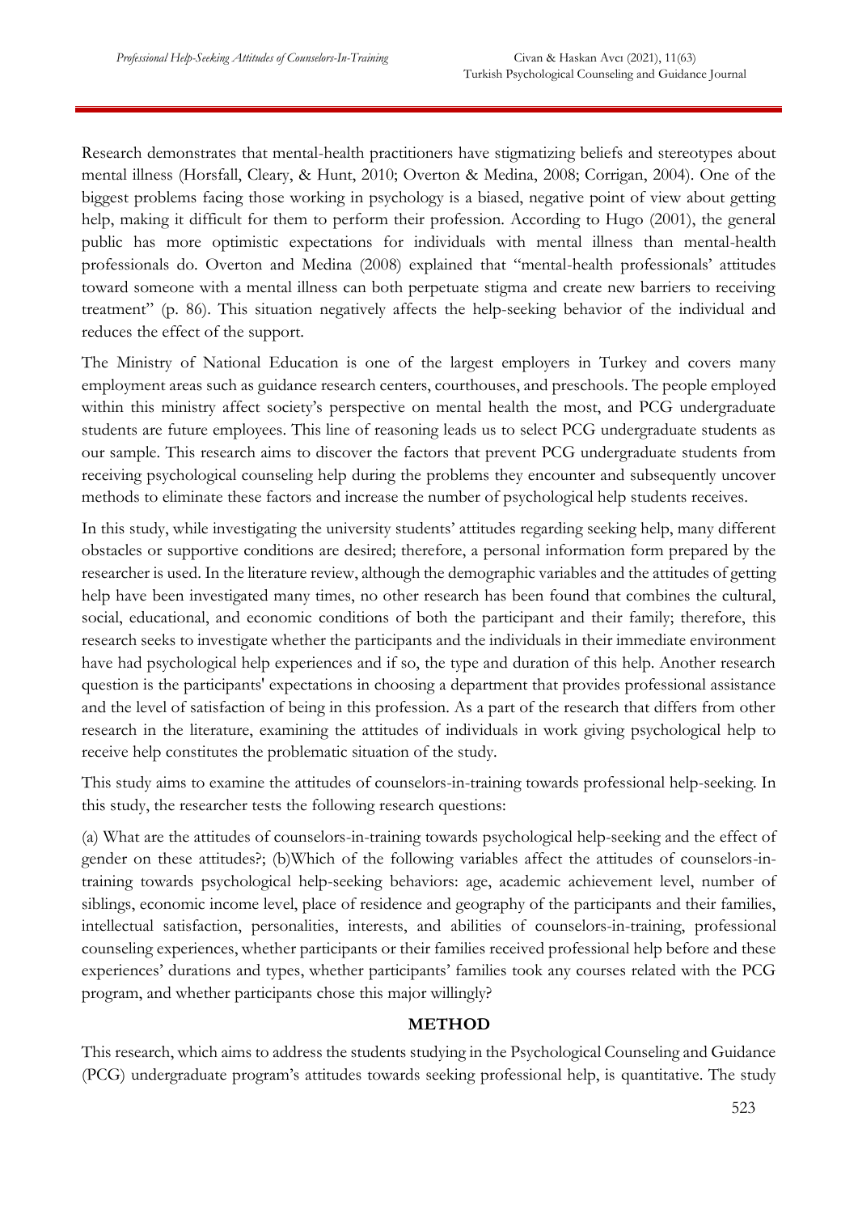Research demonstrates that mental-health practitioners have stigmatizing beliefs and stereotypes about mental illness (Horsfall, Cleary, & Hunt, 2010; Overton & Medina, 2008; Corrigan, 2004). One of the biggest problems facing those working in psychology is a biased, negative point of view about getting help, making it difficult for them to perform their profession. According to Hugo (2001), the general public has more optimistic expectations for individuals with mental illness than mental-health professionals do. Overton and Medina (2008) explained that "mental-health professionals' attitudes toward someone with a mental illness can both perpetuate stigma and create new barriers to receiving treatment" (p. 86). This situation negatively affects the help-seeking behavior of the individual and reduces the effect of the support.

The Ministry of National Education is one of the largest employers in Turkey and covers many employment areas such as guidance research centers, courthouses, and preschools. The people employed within this ministry affect society's perspective on mental health the most, and PCG undergraduate students are future employees. This line of reasoning leads us to select PCG undergraduate students as our sample. This research aims to discover the factors that prevent PCG undergraduate students from receiving psychological counseling help during the problems they encounter and subsequently uncover methods to eliminate these factors and increase the number of psychological help students receives.

In this study, while investigating the university students' attitudes regarding seeking help, many different obstacles or supportive conditions are desired; therefore, a personal information form prepared by the researcher is used. In the literature review, although the demographic variables and the attitudes of getting help have been investigated many times, no other research has been found that combines the cultural, social, educational, and economic conditions of both the participant and their family; therefore, this research seeks to investigate whether the participants and the individuals in their immediate environment have had psychological help experiences and if so, the type and duration of this help. Another research question is the participants' expectations in choosing a department that provides professional assistance and the level of satisfaction of being in this profession. As a part of the research that differs from other research in the literature, examining the attitudes of individuals in work giving psychological help to receive help constitutes the problematic situation of the study.

This study aims to examine the attitudes of counselors-in-training towards professional help-seeking. In this study, the researcher tests the following research questions:

(a) What are the attitudes of counselors-in-training towards psychological help-seeking and the effect of gender on these attitudes?; (b)Which of the following variables affect the attitudes of counselors-in-training towards psychological help-seeking behaviors: age, academic achievement level, number of siblings, economic income level, place of residence and geography of the participants and their families, intellectual satisfaction, personalities, interests, and abilities of counselors-in-training, professional counseling experiences, whether participants or their families received professional help before and these experiences' durations and types, whether participants' families took any courses related with the PCG program, and whether participants chose this major willingly?

## METHOD

This research, which aims to address the students studying in the Psychological Counseling and Guidance (PCG) undergraduate program's attitudes towards seeking professional help, is quantitative. The study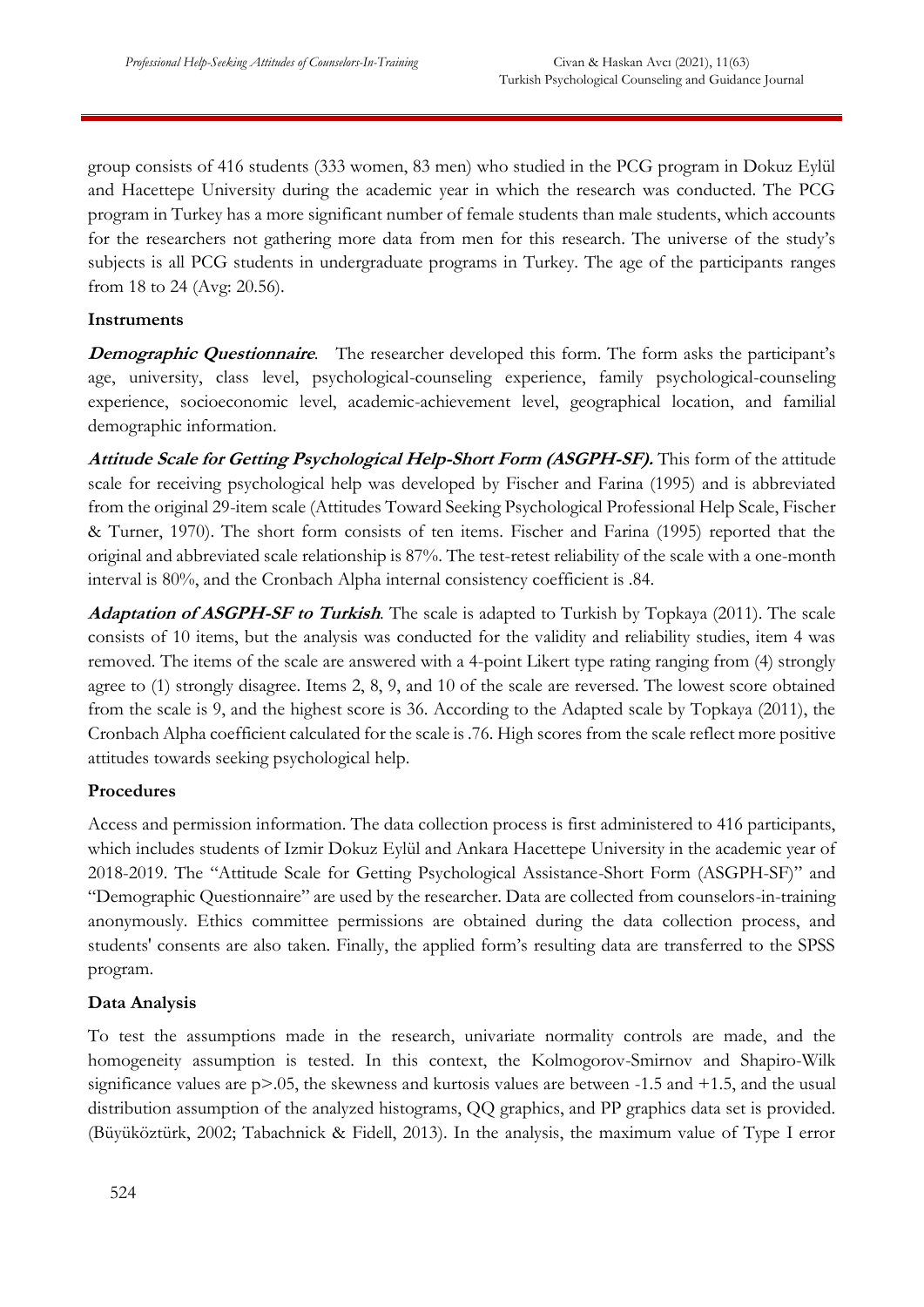group consists of 416 students (333 women, 83 men) who studied in the PCG program in Dokuz Eylül and Hacettepe University during the academic year in which the research was conducted. The PCG program in Turkey has a more significant number of female students than male students, which accounts for the researchers not gathering more data from men for this research. The universe of the study's subjects is all PCG students in undergraduate programs in Turkey. The age of the participants ranges from 18 to 24 (Avg: 20.56).

**Instruments**

***Demographic Questionnaire***. The researcher developed this form. The form asks the participant's age, university, class level, psychological-counseling experience, family psychological-counseling experience, socioeconomic level, academic-achievement level, geographical location, and familial demographic information.

***Attitude Scale for Getting Psychological Help-Short Form (ASGPH-SF).*** This form of the attitude scale for receiving psychological help was developed by Fischer and Farina (1995) and is abbreviated from the original 29-item scale (Attitudes Toward Seeking Psychological Professional Help Scale, Fischer & Turner, 1970). The short form consists of ten items. Fischer and Farina (1995) reported that the original and abbreviated scale relationship is 87%. The test-retest reliability of the scale with a one-month interval is 80%, and the Cronbach Alpha internal consistency coefficient is .84.

***Adaptation of ASGPH-SF to Turkish***. The scale is adapted to Turkish by Topkaya (2011). The scale consists of 10 items, but the analysis was conducted for the validity and reliability studies, item 4 was removed. The items of the scale are answered with a 4-point Likert type rating ranging from (4) strongly agree to (1) strongly disagree. Items 2, 8, 9, and 10 of the scale are reversed. The lowest score obtained from the scale is 9, and the highest score is 36. According to the Adapted scale by Topkaya (2011), the Cronbach Alpha coefficient calculated for the scale is .76. High scores from the scale reflect more positive attitudes towards seeking psychological help.

**Procedures**

Access and permission information. The data collection process is first administered to 416 participants, which includes students of Izmir Dokuz Eylül and Ankara Hacettepe University in the academic year of 2018-2019. The "Attitude Scale for Getting Psychological Assistance-Short Form (ASGPH-SF)" and "Demographic Questionnaire" are used by the researcher. Data are collected from counselors-in-training anonymously. Ethics committee permissions are obtained during the data collection process, and students' consents are also taken. Finally, the applied form's resulting data are transferred to the SPSS program.

**Data Analysis**

To test the assumptions made in the research, univariate normality controls are made, and the homogeneity assumption is tested. In this context, the Kolmogorov-Smirnov and Shapiro-Wilk significance values are $p>.05$, the skewness and kurtosis values are between -1.5 and +1.5, and the usual distribution assumption of the analyzed histograms, QQ graphics, and PP graphics data set is provided. (Büyüköztürk, 2002; Tabachnick & Fidell, 2013). In the analysis, the maximum value of Type I error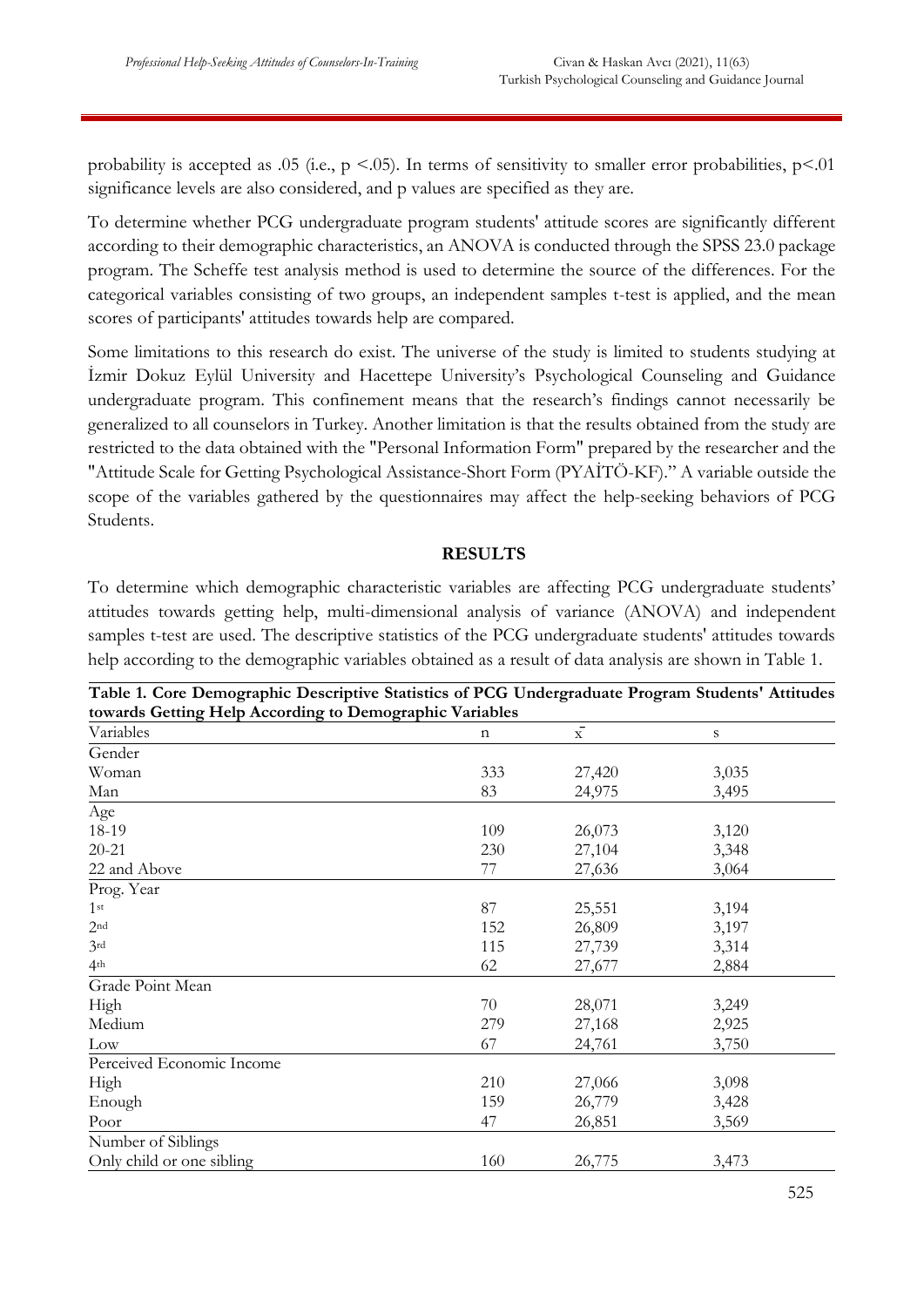probability is accepted as .05 (i.e., $p < .05$). In terms of sensitivity to smaller error probabilities, $p < .01$ significance levels are also considered, and p values are specified as they are.

To determine whether PCG undergraduate program students' attitude scores are significantly different according to their demographic characteristics, an ANOVA is conducted through the SPSS 23.0 package program. The Scheffe test analysis method is used to determine the source of the differences. For the categorical variables consisting of two groups, an independent samples t-test is applied, and the mean scores of participants' attitudes towards help are compared.

Some limitations to this research do exist. The universe of the study is limited to students studying at İzmir Dokuz Eylül University and Hacettepe University's Psychological Counseling and Guidance undergraduate program. This confinement means that the research's findings cannot necessarily be generalized to all counselors in Turkey. Another limitation is that the results obtained from the study are restricted to the data obtained with the "Personal Information Form" prepared by the researcher and the "Attitude Scale for Getting Psychological Assistance-Short Form (PYAİTÖ-KF)." A variable outside the scope of the variables gathered by the questionnaires may affect the help-seeking behaviors of PCG Students.

## RESULTS

To determine which demographic characteristic variables are affecting PCG undergraduate students' attitudes towards getting help, multi-dimensional analysis of variance (ANOVA) and independent samples t-test are used. The descriptive statistics of the PCG undergraduate students' attitudes towards help according to the demographic variables obtained as a result of data analysis are shown in Table 1.

**Table 1. Core Demographic Descriptive Statistics of PCG Undergraduate Program Students' Attitudes towards Getting Help According to Demographic Variables**

| Variables | n | $\bar{x}$ | s |
|---|---|---|---|
| Gender | | | |
| Woman | 333 | 27,420 | 3,035 |
| Man | 83 | 24,975 | 3,495 |
| Age | | | |
| 18-19 | 109 | 26,073 | 3,120 |
| 20-21 | 230 | 27,104 | 3,348 |
| 22 and Above | 77 | 27,636 | 3,064 |
| Prog. Year | | | |
| 1st | 87 | 25,551 | 3,194 |
| 2nd | 152 | 26,809 | 3,197 |
| 3rd | 115 | 27,739 | 3,314 |
| 4th | 62 | 27,677 | 2,884 |
| Grade Point Mean | | | |
| High | 70 | 28,071 | 3,249 |
| Medium | 279 | 27,168 | 2,925 |
| Low | 67 | 24,761 | 3,750 |
| Perceived Economic Income | | | |
| High | 210 | 27,066 | 3,098 |
| Enough | 159 | 26,779 | 3,428 |
| Poor | 47 | 26,851 | 3,569 |
| Number of Siblings | | | |
| Only child or one sibling | 160 | 26,775 | 3,473 |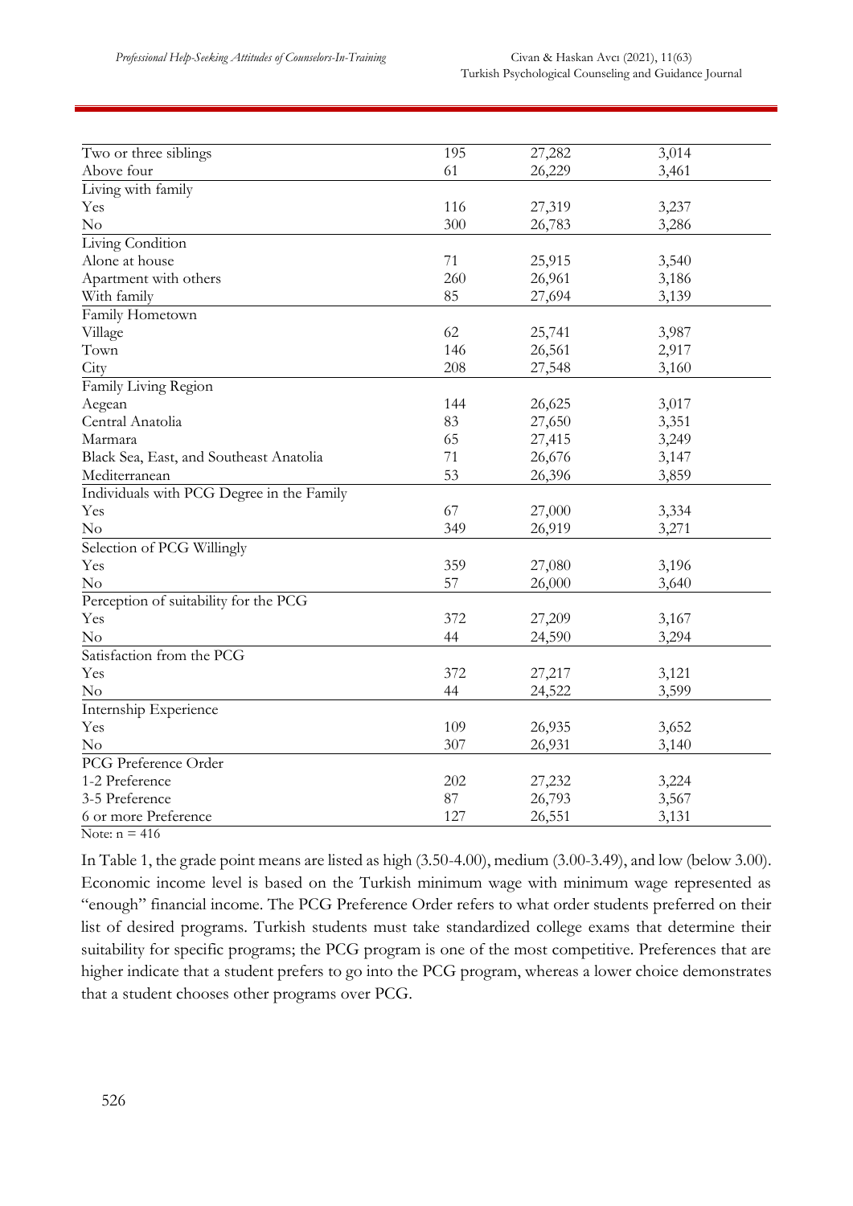| | | | |
|---|---|---|---|
| Two or three siblings | 195 | 27,282 | 3,014 |
| Above four | 61 | 26,229 | 3,461 |
| Living with family | | | |
| Yes | 116 | 27,319 | 3,237 |
| No | 300 | 26,783 | 3,286 |
| Living Condition | | | |
| Alone at house | 71 | 25,915 | 3,540 |
| Apartment with others | 260 | 26,961 | 3,186 |
| With family | 85 | 27,694 | 3,139 |
| Family Hometown | | | |
| Village | 62 | 25,741 | 3,987 |
| Town | 146 | 26,561 | 2,917 |
| City | 208 | 27,548 | 3,160 |
| Family Living Region | | | |
| Aegean | 144 | 26,625 | 3,017 |
| Central Anatolia | 83 | 27,650 | 3,351 |
| Marmara | 65 | 27,415 | 3,249 |
| Black Sea, East, and Southeast Anatolia | 71 | 26,676 | 3,147 |
| Mediterranean | 53 | 26,396 | 3,859 |
| Individuals with PCG Degree in the Family | | | |
| Yes | 67 | 27,000 | 3,334 |
| No | 349 | 26,919 | 3,271 |
| Selection of PCG Willingly | | | |
| Yes | 359 | 27,080 | 3,196 |
| No | 57 | 26,000 | 3,640 |
| Perception of suitability for the PCG | | | |
| Yes | 372 | 27,209 | 3,167 |
| No | 44 | 24,590 | 3,294 |
| Satisfaction from the PCG | | | |
| Yes | 372 | 27,217 | 3,121 |
| No | 44 | 24,522 | 3,599 |
| Internship Experience | | | |
| Yes | 109 | 26,935 | 3,652 |
| No | 307 | 26,931 | 3,140 |
| PCG Preference Order | | | |
| 1-2 Preference | 202 | 27,232 | 3,224 |
| 3-5 Preference | 87 | 26,793 | 3,567 |
| 6 or more Preference | 127 | 26,551 | 3,131 |

Note: n = 416

In Table 1, the grade point means are listed as high (3.50-4.00), medium (3.00-3.49), and low (below 3.00). Economic income level is based on the Turkish minimum wage with minimum wage represented as "enough" financial income. The PCG Preference Order refers to what order students preferred on their list of desired programs. Turkish students must take standardized college exams that determine their suitability for specific programs; the PCG program is one of the most competitive. Preferences that are higher indicate that a student prefers to go into the PCG program, whereas a lower choice demonstrates that a student chooses other programs over PCG.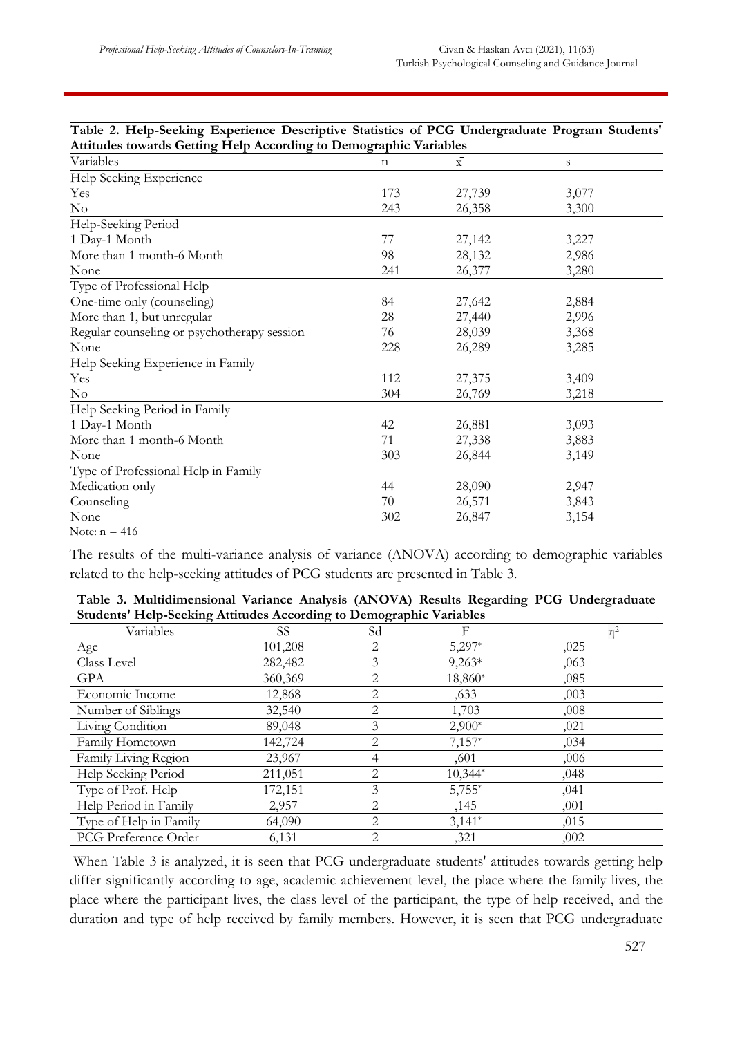**Table 2. Help-Seeking Experience Descriptive Statistics of PCG Undergraduate Program Students' Attitudes towards Getting Help According to Demographic Variables**

| Variables | n | $\bar{x}$ | s |
|---|---|---|---|
| Help Seeking Experience | | | |
| Yes | 173 | 27,739 | 3,077 |
| No | 243 | 26,358 | 3,300 |
| Help-Seeking Period | | | |
| 1 Day-1 Month | 77 | 27,142 | 3,227 |
| More than 1 month-6 Month | 98 | 28,132 | 2,986 |
| None | 241 | 26,377 | 3,280 |
| Type of Professional Help | | | |
| One-time only (counseling) | 84 | 27,642 | 2,884 |
| More than 1, but unregular | 28 | 27,440 | 2,996 |
| Regular counseling or psychotherapy session | 76 | 28,039 | 3,368 |
| None | 228 | 26,289 | 3,285 |
| Help Seeking Experience in Family | | | |
| Yes | 112 | 27,375 | 3,409 |
| No | 304 | 26,769 | 3,218 |
| Help Seeking Period in Family | | | |
| 1 Day-1 Month | 42 | 26,881 | 3,093 |
| More than 1 month-6 Month | 71 | 27,338 | 3,883 |
| None | 303 | 26,844 | 3,149 |
| Type of Professional Help in Family | | | |
| Medication only | 44 | 28,090 | 2,947 |
| Counseling | 70 | 26,571 | 3,843 |
| None | 302 | 26,847 | 3,154 |

Note: n = 416

The results of the multi-variance analysis of variance (ANOVA) according to demographic variables related to the help-seeking attitudes of PCG students are presented in Table 3.

**Table 3. Multidimensional Variance Analysis (ANOVA) Results Regarding PCG Undergraduate Students' Help-Seeking Attitudes According to Demographic Variables**

| Variables | SS | Sd | F | $\eta^2$ |
|---|---|---|---|---|
| Age | 101,208 | 2 | 5,297* | ,025 |
| Class Level | 282,482 | 3 | 9,263* | ,063 |
| GPA | 360,369 | 2 | 18,860* | ,085 |
| Economic Income | 12,868 | 2 | ,633 | ,003 |
| Number of Siblings | 32,540 | 2 | 1,703 | ,008 |
| Living Condition | 89,048 | 3 | 2,900* | ,021 |
| Family Hometown | 142,724 | 2 | 7,157* | ,034 |
| Family Living Region | 23,967 | 4 | ,601 | ,006 |
| Help Seeking Period | 211,051 | 2 | 10,344* | ,048 |
| Type of Prof. Help | 172,151 | 3 | 5,755* | ,041 |
| Help Period in Family | 2,957 | 2 | ,145 | ,001 |
| Type of Help in Family | 64,090 | 2 | 3,141* | ,015 |
| PCG Preference Order | 6,131 | 2 | ,321 | ,002 |

When Table 3 is analyzed, it is seen that PCG undergraduate students' attitudes towards getting help differ significantly according to age, academic achievement level, the place where the family lives, the place where the participant lives, the class level of the participant, the type of help received, and the duration and type of help received by family members. However, it is seen that PCG undergraduate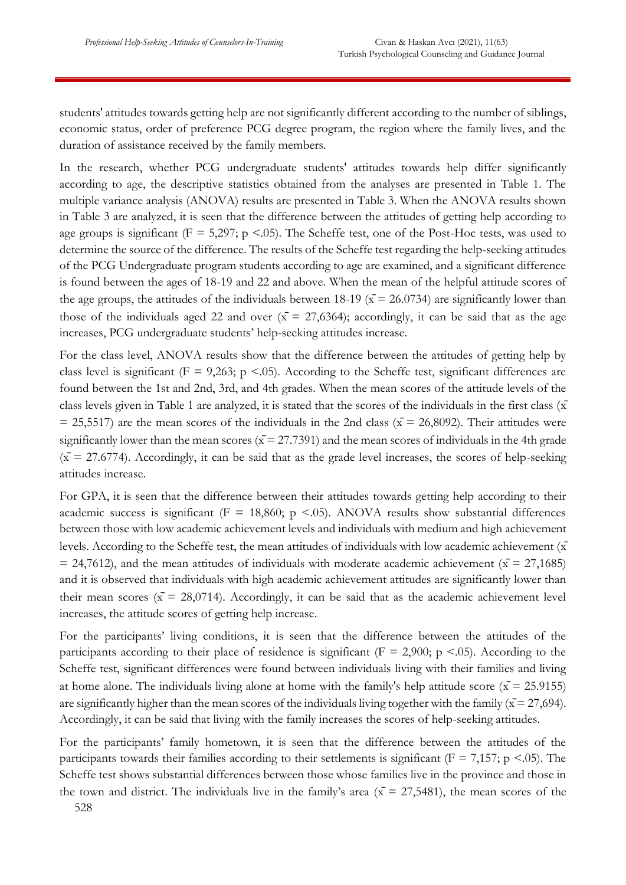students' attitudes towards getting help are not significantly different according to the number of siblings, economic status, order of preference PCG degree program, the region where the family lives, and the duration of assistance received by the family members.

In the research, whether PCG undergraduate students' attitudes towards help differ significantly according to age, the descriptive statistics obtained from the analyses are presented in Table 1. The multiple variance analysis (ANOVA) results are presented in Table 3. When the ANOVA results shown in Table 3 are analyzed, it is seen that the difference between the attitudes of getting help according to age groups is significant ($F$ = 5,297; $p$ <.05). The Scheffe test, one of the Post-Hoc tests, was used to determine the source of the difference. The results of the Scheffe test regarding the help-seeking attitudes of the PCG Undergraduate program students according to age are examined, and a significant difference is found between the ages of 18-19 and 22 and above. When the mean of the helpful attitude scores of the age groups, the attitudes of the individuals between 18-19 ($\bar{x}$ = 26.0734) are significantly lower than those of the individuals aged 22 and over ($\bar{x}$ = 27,6364); accordingly, it can be said that as the age increases, PCG undergraduate students' help-seeking attitudes increase.

For the class level, ANOVA results show that the difference between the attitudes of getting help by class level is significant ($F$ = 9,263; $p$ <.05). According to the Scheffe test, significant differences are found between the 1st and 2nd, 3rd, and 4th grades. When the mean scores of the attitude levels of the class levels given in Table 1 are analyzed, it is stated that the scores of the individuals in the first class ($\bar{x}$ = 25,5517) are the mean scores of the individuals in the 2nd class ($\bar{x}$ = 26,8092). Their attitudes were significantly lower than the mean scores ($\bar{x}$ = 27.7391) and the mean scores of individuals in the 4th grade ($\bar{x}$ = 27.6774). Accordingly, it can be said that as the grade level increases, the scores of help-seeking attitudes increase.

For GPA, it is seen that the difference between their attitudes towards getting help according to their academic success is significant ($F$ = 18,860; $p$ <.05). ANOVA results show substantial differences between those with low academic achievement levels and individuals with medium and high achievement levels. According to the Scheffe test, the mean attitudes of individuals with low academic achievement ($\bar{x}$ = 24,7612), and the mean attitudes of individuals with moderate academic achievement ($\bar{x}$ = 27,1685) and it is observed that individuals with high academic achievement attitudes are significantly lower than their mean scores ($\bar{x}$ = 28,0714). Accordingly, it can be said that as the academic achievement level increases, the attitude scores of getting help increase.

For the participants' living conditions, it is seen that the difference between the attitudes of the participants according to their place of residence is significant ($F$ = 2,900; $p$ <.05). According to the Scheffe test, significant differences were found between individuals living with their families and living at home alone. The individuals living alone at home with the family's help attitude score ($\bar{x}$ = 25.9155) are significantly higher than the mean scores of the individuals living together with the family ($\bar{x}$ = 27,694). Accordingly, it can be said that living with the family increases the scores of help-seeking attitudes.

For the participants' family hometown, it is seen that the difference between the attitudes of the participants towards their families according to their settlements is significant ($F$ = 7,157; $p$ <.05). The Scheffe test shows substantial differences between those whose families live in the province and those in the town and district. The individuals live in the family's area ($\bar{x}$ = 27,5481), the mean scores of the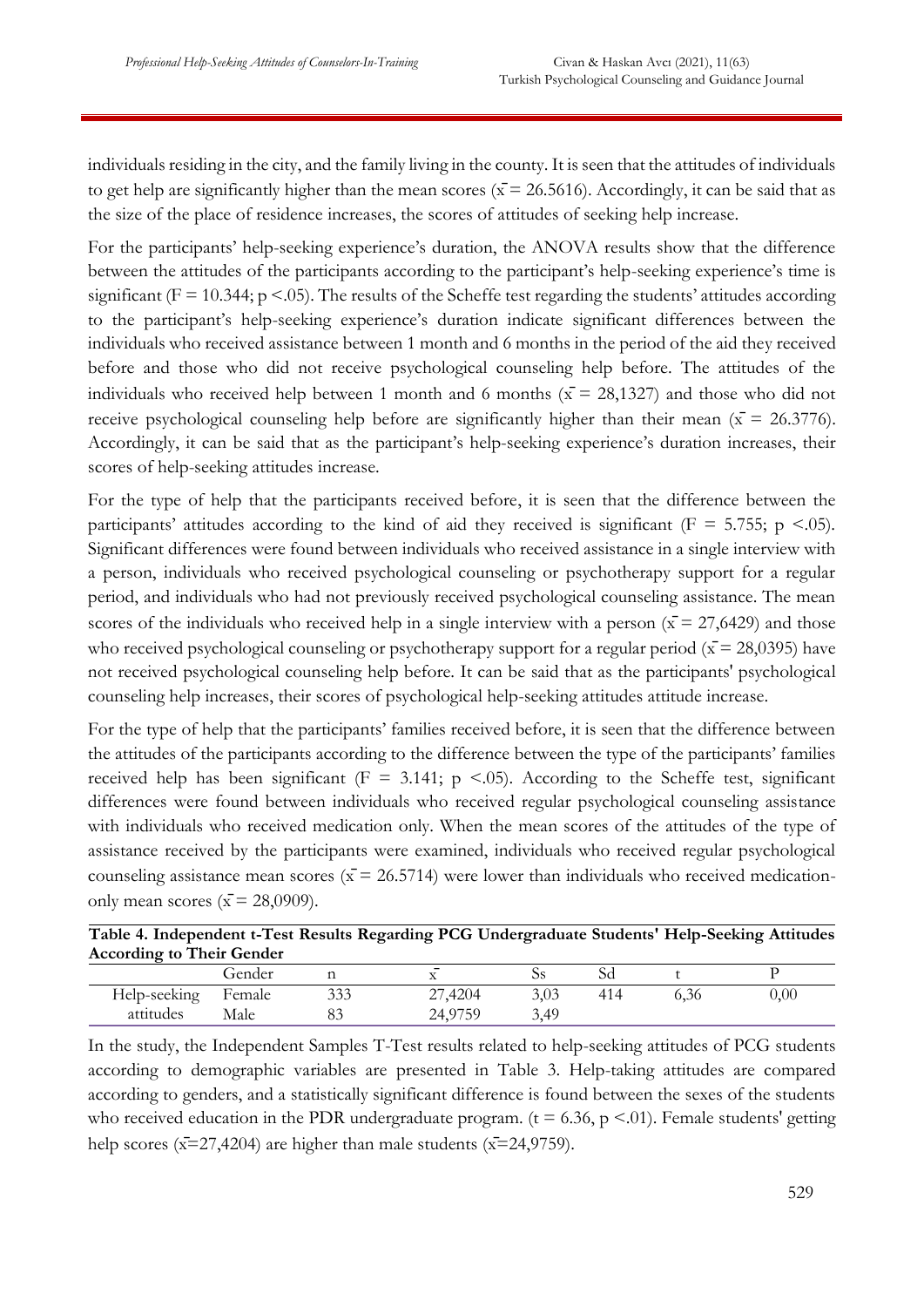individuals residing in the city, and the family living in the county. It is seen that the attitudes of individuals to get help are significantly higher than the mean scores ($\bar{x}$ = 26.5616). Accordingly, it can be said that as the size of the place of residence increases, the scores of attitudes of seeking help increase.

For the participants' help-seeking experience's duration, the ANOVA results show that the difference between the attitudes of the participants according to the participant's help-seeking experience's time is significant ($F = 10.344$; $p < .05$). The results of the Scheffe test regarding the students' attitudes according to the participant's help-seeking experience's duration indicate significant differences between the individuals who received assistance between 1 month and 6 months in the period of the aid they received before and those who did not receive psychological counseling help before. The attitudes of the individuals who received help between 1 month and 6 months ($\bar{x}$ = 28,1327) and those who did not receive psychological counseling help before are significantly higher than their mean ($\bar{x}$ = 26.3776). Accordingly, it can be said that as the participant's help-seeking experience's duration increases, their scores of help-seeking attitudes increase.

For the type of help that the participants received before, it is seen that the difference between the participants' attitudes according to the kind of aid they received is significant ($F = 5.755$; $p < .05$). Significant differences were found between individuals who received assistance in a single interview with a person, individuals who received psychological counseling or psychotherapy support for a regular period, and individuals who had not previously received psychological counseling assistance. The mean scores of the individuals who received help in a single interview with a person ($\bar{x}$ = 27,6429) and those who received psychological counseling or psychotherapy support for a regular period ($\bar{x}$ = 28,0395) have not received psychological counseling help before. It can be said that as the participants' psychological counseling help increases, their scores of psychological help-seeking attitudes attitude increase.

For the type of help that the participants' families received before, it is seen that the difference between the attitudes of the participants according to the difference between the type of the participants' families received help has been significant ($F = 3.141$; $p < .05$). According to the Scheffe test, significant differences were found between individuals who received regular psychological counseling assistance with individuals who received medication only. When the mean scores of the attitudes of the type of assistance received by the participants were examined, individuals who received regular psychological counseling assistance mean scores ($\bar{x}$ = 26.5714) were lower than individuals who received medication-only mean scores ($\bar{x}$ = 28,0909).

**Table 4. Independent t-Test Results Regarding PCG Undergraduate Students' Help-Seeking Attitudes According to Their Gender**

| | Gender | n | $\bar{x}$ | Ss | Sd | t | P |
|---|---|---|---|---|---|---|---|
| Help-seeking attitudes | Female | 333 | 27,4204 | 3,03 | 414 | 6,36 | 0,00 |
| | Male | 83 | 24,9759 | 3,49 | | | |

In the study, the Independent Samples T-Test results related to help-seeking attitudes of PCG students according to demographic variables are presented in Table 3. Help-taking attitudes are compared according to genders, and a statistically significant difference is found between the sexes of the students who received education in the PDR undergraduate program. ($t = 6.36$, $p < .01$). Female students' getting help scores ($\bar{x}$=27,4204) are higher than male students ($\bar{x}$=24,9759).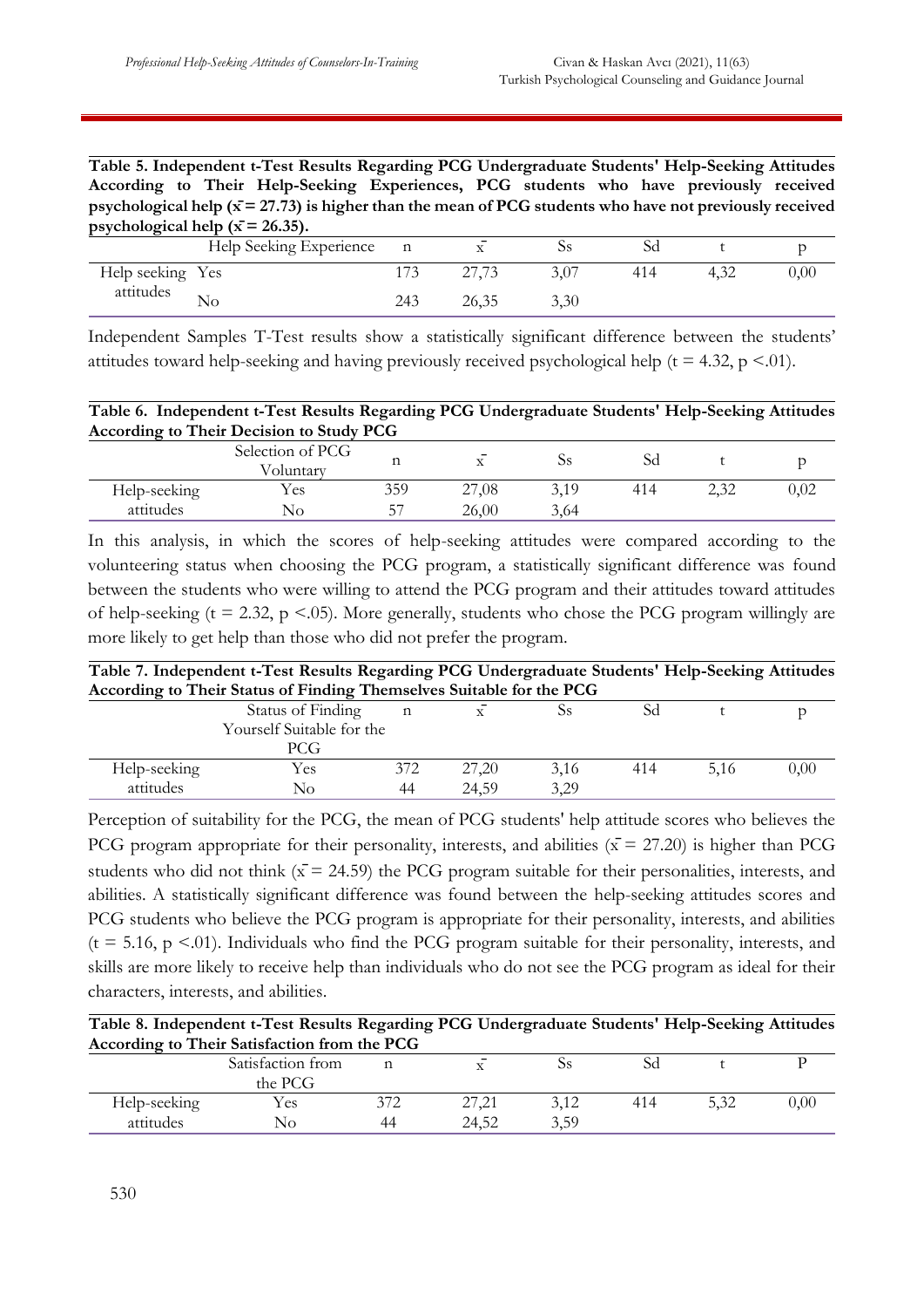**Table 5. Independent t-Test Results Regarding PCG Undergraduate Students' Help-Seeking Attitudes According to Their Help-Seeking Experiences, PCG students who have previously received psychological help ($\bar{x}$ = 27.73) is higher than the mean of PCG students who have not previously received psychological help ($\bar{x}$ = 26.35).**

| | Help Seeking Experience | n | $\bar{x}$ | Ss | Sd | t | p |
|---|---|---|---|---|---|---|---|
| Help seeking attitudes | Yes | 173 | 27,73 | 3,07 | 414 | 4,32 | 0,00 |
| | No | 243 | 26,35 | 3,30 | | | |

Independent Samples T-Test results show a statistically significant difference between the students' attitudes toward help-seeking and having previously received psychological help (t = 4.32, p <.01).

**Table 6. Independent t-Test Results Regarding PCG Undergraduate Students' Help-Seeking Attitudes According to Their Decision to Study PCG**

| | Selection of PCG Voluntary | n | $\bar{x}$ | Ss | Sd | t | p |
|---|---|---|---|---|---|---|---|
| Help-seeking attitudes | Yes | 359 | 27,08 | 3,19 | 414 | 2,32 | 0,02 |
| | No | 57 | 26,00 | 3,64 | | | |

In this analysis, in which the scores of help-seeking attitudes were compared according to the volunteering status when choosing the PCG program, a statistically significant difference was found between the students who were willing to attend the PCG program and their attitudes toward attitudes of help-seeking (t = 2.32, p <.05). More generally, students who chose the PCG program willingly are more likely to get help than those who did not prefer the program.

**Table 7. Independent t-Test Results Regarding PCG Undergraduate Students' Help-Seeking Attitudes According to Their Status of Finding Themselves Suitable for the PCG**

| | Status of Finding Yourself Suitable for the PCG | n | $\bar{x}$ | Ss | Sd | t | p |
|---|---|---|---|---|---|---|---|
| Help-seeking attitudes | Yes | 372 | 27,20 | 3,16 | 414 | 5,16 | 0,00 |
| | No | 44 | 24,59 | 3,29 | | | |

Perception of suitability for the PCG, the mean of PCG students' help attitude scores who believes the PCG program appropriate for their personality, interests, and abilities ($\bar{x}$ = 27.20) is higher than PCG students who did not think ($\bar{x}$ = 24.59) the PCG program suitable for their personalities, interests, and abilities. A statistically significant difference was found between the help-seeking attitudes scores and PCG students who believe the PCG program is appropriate for their personality, interests, and abilities (t = 5.16, p <.01). Individuals who find the PCG program suitable for their personality, interests, and skills are more likely to receive help than individuals who do not see the PCG program as ideal for their characters, interests, and abilities.

**Table 8. Independent t-Test Results Regarding PCG Undergraduate Students' Help-Seeking Attitudes According to Their Satisfaction from the PCG**

| | Satisfaction from the PCG | n | $\bar{x}$ | Ss | Sd | t | P |
|---|---|---|---|---|---|---|---|
| Help-seeking attitudes | Yes | 372 | 27,21 | 3,12 | 414 | 5,32 | 0,00 |
| | No | 44 | 24,52 | 3,59 | | | |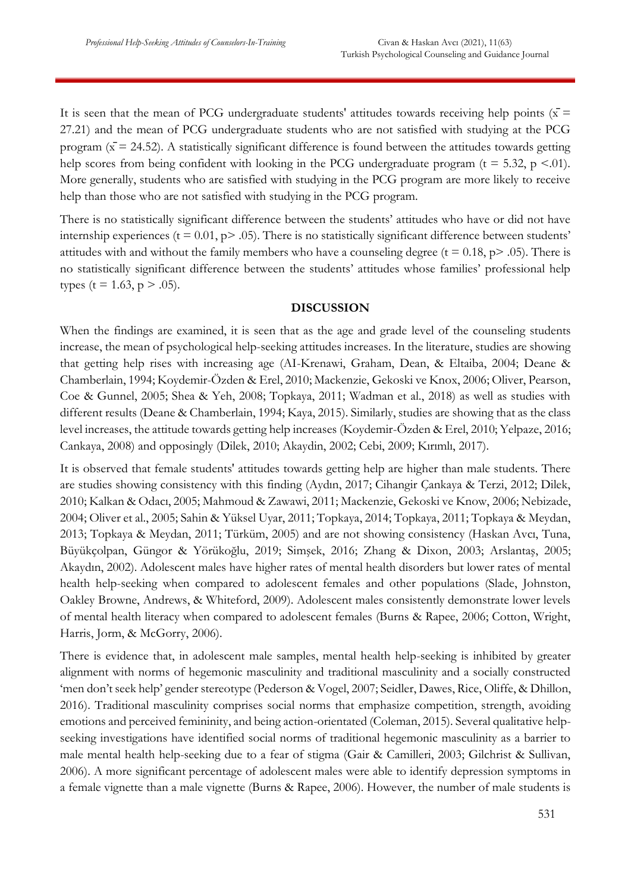It is seen that the mean of PCG undergraduate students' attitudes towards receiving help points ($\bar{x}$ = 27.21) and the mean of PCG undergraduate students who are not satisfied with studying at the PCG program ($\bar{x}$ = 24.52). A statistically significant difference is found between the attitudes towards getting help scores from being confident with looking in the PCG undergraduate program ($t = 5.32$, $p < .01$). More generally, students who are satisfied with studying in the PCG program are more likely to receive help than those who are not satisfied with studying in the PCG program.

There is no statistically significant difference between the students' attitudes who have or did not have internship experiences ($t = 0.01$, $p > .05$). There is no statistically significant difference between students' attitudes with and without the family members who have a counseling degree ($t = 0.18$, $p > .05$). There is no statistically significant difference between the students' attitudes whose families' professional help types ($t = 1.63$, $p > .05$).

## DISCUSSION

When the findings are examined, it is seen that as the age and grade level of the counseling students increase, the mean of psychological help-seeking attitudes increases. In the literature, studies are showing that getting help rises with increasing age (AI-Krenawi, Graham, Dean, & Eltaiba, 2004; Deane & Chamberlain, 1994; Koydemir-Özden & Erel, 2010; Mackenzie, Gekoski ve Knox, 2006; Oliver, Pearson, Coe & Gunnel, 2005; Shea & Yeh, 2008; Topkaya, 2011; Wadman et al., 2018) as well as studies with different results (Deane & Chamberlain, 1994; Kaya, 2015). Similarly, studies are showing that as the class level increases, the attitude towards getting help increases (Koydemir-Özden & Erel, 2010; Yelpaze, 2016; Cankaya, 2008) and opposingly (Dilek, 2010; Akaydin, 2002; Cebi, 2009; Kırımlı, 2017).

It is observed that female students' attitudes towards getting help are higher than male students. There are studies showing consistency with this finding (Aydın, 2017; Cihangir Çankaya & Terzi, 2012; Dilek, 2010; Kalkan & Odacı, 2005; Mahmoud & Zawawi, 2011; Mackenzie, Gekoski ve Know, 2006; Nebizade, 2004; Oliver et al., 2005; Sahin & Yüksel Uyar, 2011; Topkaya, 2014; Topkaya, 2011; Topkaya & Meydan, 2013; Topkaya & Meydan, 2011; Türküm, 2005) and are not showing consistency (Haskan Avcı, Tuna, Büyükçolpan, Güngor & Yörükoğlu, 2019; Simşek, 2016; Zhang & Dixon, 2003; Arslantaş, 2005; Akaydın, 2002). Adolescent males have higher rates of mental health disorders but lower rates of mental health help-seeking when compared to adolescent females and other populations (Slade, Johnston, Oakley Browne, Andrews, & Whiteford, 2009). Adolescent males consistently demonstrate lower levels of mental health literacy when compared to adolescent females (Burns & Rapee, 2006; Cotton, Wright, Harris, Jorm, & McGorry, 2006).

There is evidence that, in adolescent male samples, mental health help-seeking is inhibited by greater alignment with norms of hegemonic masculinity and traditional masculinity and a socially constructed 'men don't seek help' gender stereotype (Pederson & Vogel, 2007; Seidler, Dawes, Rice, Oliffe, & Dhillon, 2016). Traditional masculinity comprises social norms that emphasize competition, strength, avoiding emotions and perceived femininity, and being action-orientated (Coleman, 2015). Several qualitative help-seeking investigations have identified social norms of traditional hegemonic masculinity as a barrier to male mental health help-seeking due to a fear of stigma (Gair & Camilleri, 2003; Gilchrist & Sullivan, 2006). A more significant percentage of adolescent males were able to identify depression symptoms in a female vignette than a male vignette (Burns & Rapee, 2006). However, the number of male students is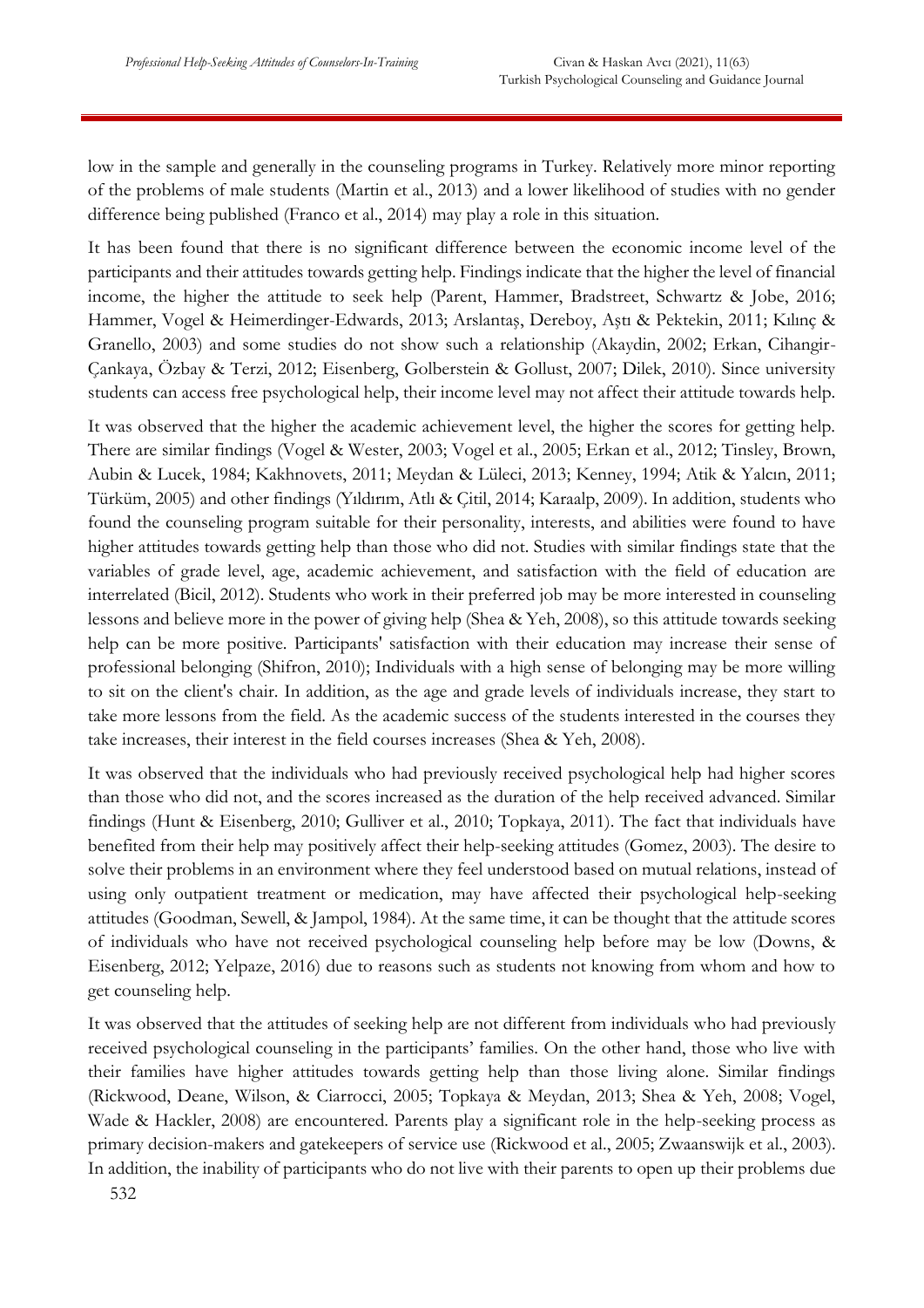low in the sample and generally in the counseling programs in Turkey. Relatively more minor reporting of the problems of male students (Martin et al., 2013) and a lower likelihood of studies with no gender difference being published (Franco et al., 2014) may play a role in this situation.

It has been found that there is no significant difference between the economic income level of the participants and their attitudes towards getting help. Findings indicate that the higher the level of financial income, the higher the attitude to seek help (Parent, Hammer, Bradstreet, Schwartz & Jobe, 2016; Hammer, Vogel & Heimerdinger-Edwards, 2013; Arslantaş, Dereboy, Aştı & Pektekin, 2011; Kılınç & Granello, 2003) and some studies do not show such a relationship (Akaydin, 2002; Erkan, Cihangir-Çankaya, Özbay & Terzi, 2012; Eisenberg, Golberstein & Gollust, 2007; Dilek, 2010). Since university students can access free psychological help, their income level may not affect their attitude towards help.

It was observed that the higher the academic achievement level, the higher the scores for getting help. There are similar findings (Vogel & Wester, 2003; Vogel et al., 2005; Erkan et al., 2012; Tinsley, Brown, Aubin & Lucek, 1984; Kakhnovets, 2011; Meydan & Lüleci, 2013; Kenney, 1994; Atik & Yalcın, 2011; Türküm, 2005) and other findings (Yıldırım, Atlı & Çitil, 2014; Karaalp, 2009). In addition, students who found the counseling program suitable for their personality, interests, and abilities were found to have higher attitudes towards getting help than those who did not. Studies with similar findings state that the variables of grade level, age, academic achievement, and satisfaction with the field of education are interrelated (Bicil, 2012). Students who work in their preferred job may be more interested in counseling lessons and believe more in the power of giving help (Shea & Yeh, 2008), so this attitude towards seeking help can be more positive. Participants' satisfaction with their education may increase their sense of professional belonging (Shifron, 2010); Individuals with a high sense of belonging may be more willing to sit on the client's chair. In addition, as the age and grade levels of individuals increase, they start to take more lessons from the field. As the academic success of the students interested in the courses they take increases, their interest in the field courses increases (Shea & Yeh, 2008).

It was observed that the individuals who had previously received psychological help had higher scores than those who did not, and the scores increased as the duration of the help received advanced. Similar findings (Hunt & Eisenberg, 2010; Gulliver et al., 2010; Topkaya, 2011). The fact that individuals have benefited from their help may positively affect their help-seeking attitudes (Gomez, 2003). The desire to solve their problems in an environment where they feel understood based on mutual relations, instead of using only outpatient treatment or medication, may have affected their psychological help-seeking attitudes (Goodman, Sewell, & Jampol, 1984). At the same time, it can be thought that the attitude scores of individuals who have not received psychological counseling help before may be low (Downs, & Eisenberg, 2012; Yelpaze, 2016) due to reasons such as students not knowing from whom and how to get counseling help.

It was observed that the attitudes of seeking help are not different from individuals who had previously received psychological counseling in the participants' families. On the other hand, those who live with their families have higher attitudes towards getting help than those living alone. Similar findings (Rickwood, Deane, Wilson, & Ciarrocci, 2005; Topkaya & Meydan, 2013; Shea & Yeh, 2008; Vogel, Wade & Hackler, 2008) are encountered. Parents play a significant role in the help-seeking process as primary decision-makers and gatekeepers of service use (Rickwood et al., 2005; Zwaanswijk et al., 2003). In addition, the inability of participants who do not live with their parents to open up their problems due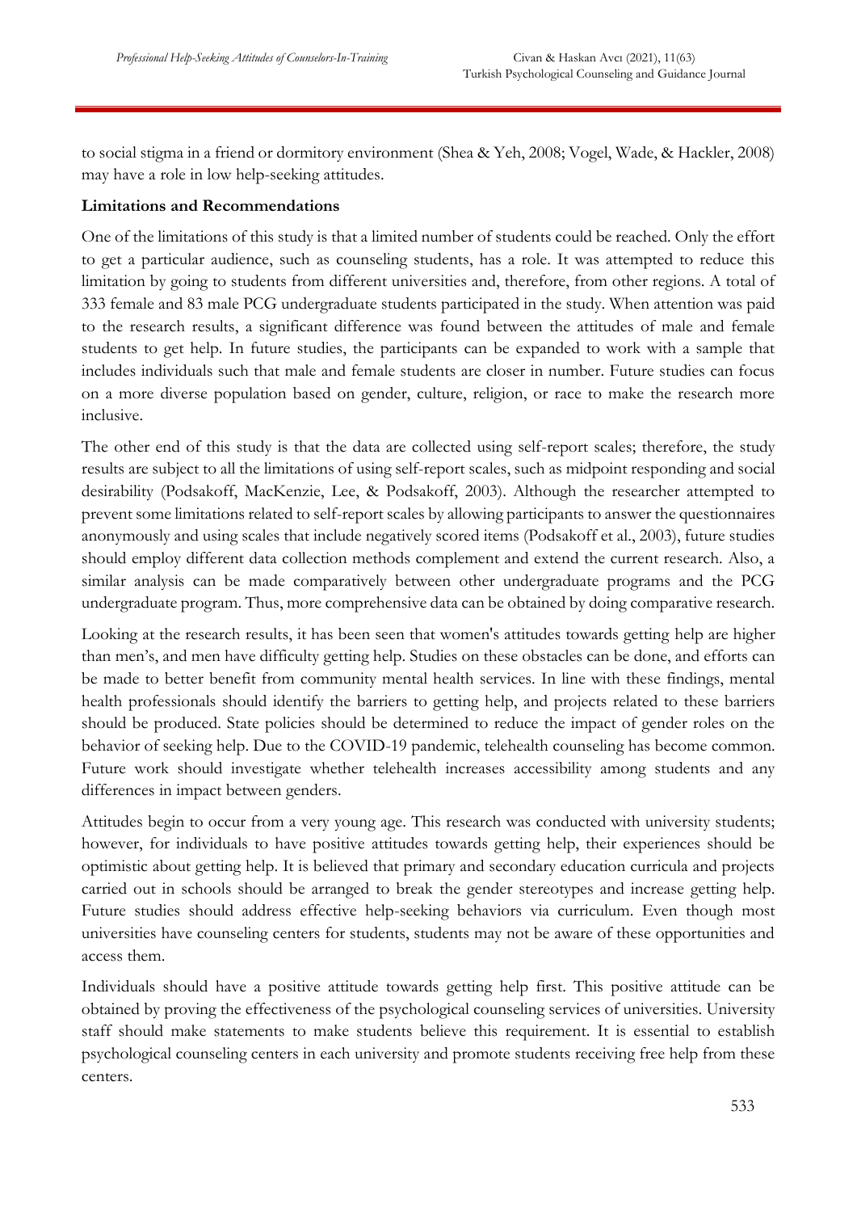to social stigma in a friend or dormitory environment (Shea & Yeh, 2008; Vogel, Wade, & Hackler, 2008) may have a role in low help-seeking attitudes.

**Limitations and Recommendations**

One of the limitations of this study is that a limited number of students could be reached. Only the effort to get a particular audience, such as counseling students, has a role. It was attempted to reduce this limitation by going to students from different universities and, therefore, from other regions. A total of 333 female and 83 male PCG undergraduate students participated in the study. When attention was paid to the research results, a significant difference was found between the attitudes of male and female students to get help. In future studies, the participants can be expanded to work with a sample that includes individuals such that male and female students are closer in number. Future studies can focus on a more diverse population based on gender, culture, religion, or race to make the research more inclusive.

The other end of this study is that the data are collected using self-report scales; therefore, the study results are subject to all the limitations of using self-report scales, such as midpoint responding and social desirability (Podsakoff, MacKenzie, Lee, & Podsakoff, 2003). Although the researcher attempted to prevent some limitations related to self-report scales by allowing participants to answer the questionnaires anonymously and using scales that include negatively scored items (Podsakoff et al., 2003), future studies should employ different data collection methods complement and extend the current research. Also, a similar analysis can be made comparatively between other undergraduate programs and the PCG undergraduate program. Thus, more comprehensive data can be obtained by doing comparative research.

Looking at the research results, it has been seen that women's attitudes towards getting help are higher than men's, and men have difficulty getting help. Studies on these obstacles can be done, and efforts can be made to better benefit from community mental health services. In line with these findings, mental health professionals should identify the barriers to getting help, and projects related to these barriers should be produced. State policies should be determined to reduce the impact of gender roles on the behavior of seeking help. Due to the COVID-19 pandemic, telehealth counseling has become common. Future work should investigate whether telehealth increases accessibility among students and any differences in impact between genders.

Attitudes begin to occur from a very young age. This research was conducted with university students; however, for individuals to have positive attitudes towards getting help, their experiences should be optimistic about getting help. It is believed that primary and secondary education curricula and projects carried out in schools should be arranged to break the gender stereotypes and increase getting help. Future studies should address effective help-seeking behaviors via curriculum. Even though most universities have counseling centers for students, students may not be aware of these opportunities and access them.

Individuals should have a positive attitude towards getting help first. This positive attitude can be obtained by proving the effectiveness of the psychological counseling services of universities. University staff should make statements to make students believe this requirement. It is essential to establish psychological counseling centers in each university and promote students receiving free help from these centers.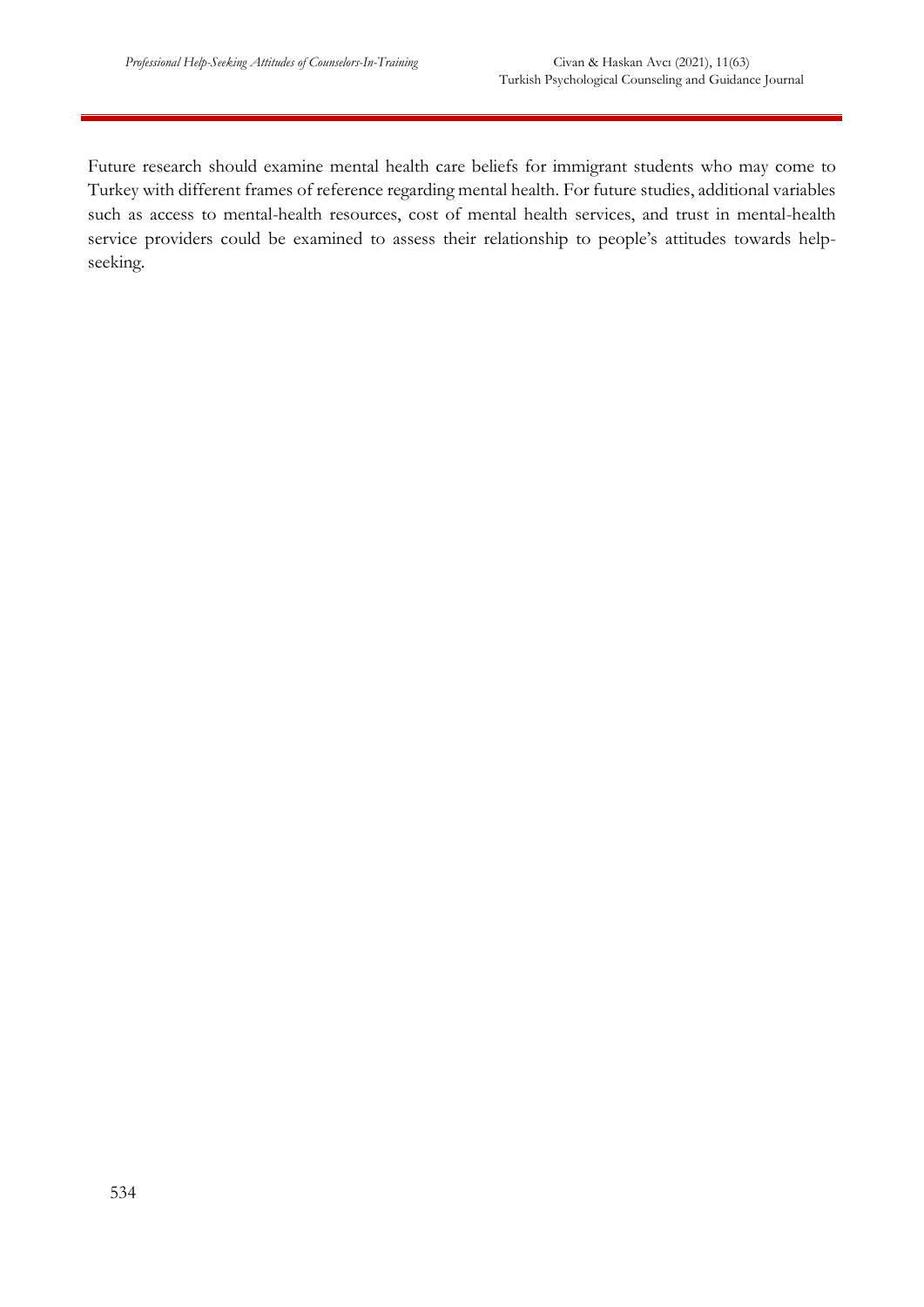Future research should examine mental health care beliefs for immigrant students who may come to Turkey with different frames of reference regarding mental health. For future studies, additional variables such as access to mental-health resources, cost of mental health services, and trust in mental-health service providers could be examined to assess their relationship to people's attitudes towards help-seeking.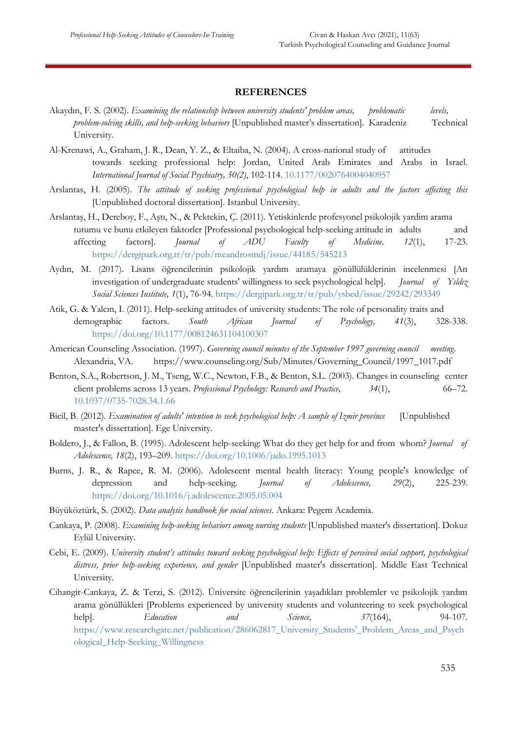## REFERENCES

Akaydın, F. S. (2002). *Examining the relationship between university students' problem areas, problematic levels, problem-solving skills, and help-seeking behaviors* [Unpublished master's dissertation]. Karadeniz Technical University.

Al-Krenawi, A., Graham, J. R., Dean, Y. Z., & Eltaiba, N. (2004). A cross-national study of attitudes towards seeking professional help: Jordan, United Arab Emirates and Arabs in Israel. *International Journal of Social Psychiatry, 50(2)*, 102-114. 10.1177/0020764004040957

Arslantas, H. (2005). *The attitude of seeking professional psychological help in adults and the factors affecting this* [Unpublished doctoral dissertation]. Istanbul University.

Arslantaş, H., Dereboy, F., Aştı, N., & Pektekin, Ç. (2011). Yetiskinlerde profesyonel psikolojik yardim arama tutumu ve bunu etkileyen faktorler [Professional psychological help-seeking attitude in adults and affecting factors]. *Journal of ADU Faculty of Medicine, 12*(1), 17-23. https://dergipark.org.tr/tr/pub/meandrosmdj/issue/44185/545213

Aydın, M. (2017). Lisans öğrencilerinin psikolojik yardım aramaya gönüllülüklerinin incelenmesi [An investigation of undergraduate students' willingness to seek psychological help]. *Journal of Yıldız Social Sciences Institute, 1*(1), 76-94. https://dergipark.org.tr/tr/pub/ysbed/issue/29242/293349

Atik, G. & Yalcın, I. (2011). Help-seeking attitudes of university students: The role of personality traits and demographic factors. *South African Journal of Psychology, 41*(3), 328-338. https://doi.org/10.1177/008124631104100307

American Counseling Association. (1997). *Governing council minutes of the September 1997 governing council meeting.* Alexandria, VA. https://www.counseling.org/Sub/Minutes/Governing_Council/1997_1017.pdf

Benton, S.A., Robertson, J. M., Tseng, W.C., Newton, F.B., & Benton, S.L. (2003). Changes in counseling center client problems across 13 years. *Professional Psychology: Research and Practice, 34*(1), 66–72. 10.1037/0735-7028.34.1.66

Bicil, B. (2012). *Examination of adults' intention to seek psychological help: A sample of Izmir province* [Unpublished master's dissertation]. Ege University.

Boldero, J., & Fallon, B. (1995). Adolescent help-seeking: What do they get help for and from whom? *Journal of Adolescence, 18*(2), 193–209. https://doi.org/10.1006/jado.1995.1013

Burns, J. R., & Rapee, R. M. (2006). Adolescent mental health literacy: Young people's knowledge of depression and help-seeking. *Journal of Adolescence, 29*(2), 225-239. https://doi.org/10.1016/j.adolescence.2005.05.004

Büyüköztürk, S. (2002). *Data analysis handbook for social sciences.* Ankara: Pegem Academia.

Cankaya, P. (2008). *Examining help-seeking behaviors among nursing students* [Unpublished master's dissertation]. Dokuz Eylül University.

Cebi, E. (2009). *University student's attitudes toward seeking psychological help: Effects of perceived social support, psychological distress, prior help-seeking experience, and gender* [Unpublished master's dissertation]. Middle East Technical University.

Cihangir-Cankaya, Z. & Terzi, S. (2012). Üniversite öğrencilerinin yaşadıkları problemler ve psikolojik yardım arama gönüllükleri [Problems experienced by university students and volunteering to seek psychological help]. *Education and Science, 37*(164), 94-107. https://www.researchgate.net/publication/286062817_University_Students'_Problem_Areas_and_Psychological_Help-Seeking_Willingness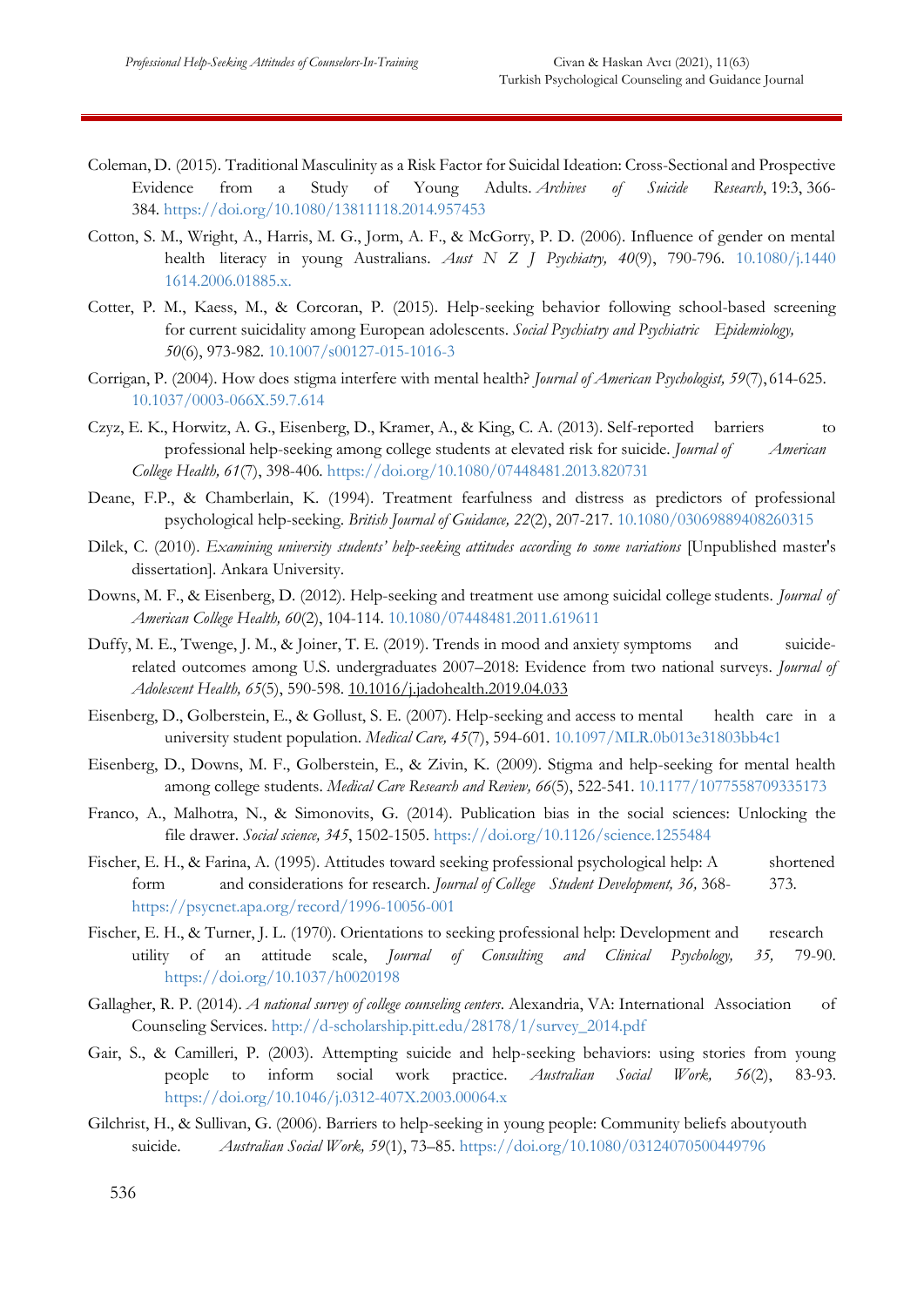Coleman, D. (2015). Traditional Masculinity as a Risk Factor for Suicidal Ideation: Cross-Sectional and Prospective Evidence from a Study of Young Adults. *Archives of Suicide Research*, 19:3, 366-384. https://doi.org/10.1080/13811118.2014.957453

Cotton, S. M., Wright, A., Harris, M. G., Jorm, A. F., & McGorry, P. D. (2006). Influence of gender on mental health literacy in young Australians. *Aust N Z J Psychiatry, 40*(9), 790-796. 10.1080/j.1440 1614.2006.01885.x.

Cotter, P. M., Kaess, M., & Corcoran, P. (2015). Help-seeking behavior following school-based screening for current suicidality among European adolescents. *Social Psychiatry and Psychiatric Epidemiology, 50*(6), 973-982. 10.1007/s00127-015-1016-3

Corrigan, P. (2004). How does stigma interfere with mental health? *Journal of American Psychologist, 59*(7), 614-625. 10.1037/0003-066X.59.7.614

Czyz, E. K., Horwitz, A. G., Eisenberg, D., Kramer, A., & King, C. A. (2013). Self-reported barriers to professional help-seeking among college students at elevated risk for suicide. *Journal of American College Health, 61*(7), 398-406. https://doi.org/10.1080/07448481.2013.820731

Deane, F.P., & Chamberlain, K. (1994). Treatment fearfulness and distress as predictors of professional psychological help-seeking. *British Journal of Guidance, 22*(2), 207-217. 10.1080/03069889408260315

Dilek, C. (2010). *Examining university students' help-seeking attitudes according to some variations* [Unpublished master's dissertation]. Ankara University.

Downs, M. F., & Eisenberg, D. (2012). Help-seeking and treatment use among suicidal college students. *Journal of American College Health, 60*(2), 104-114. 10.1080/07448481.2011.619611

Duffy, M. E., Twenge, J. M., & Joiner, T. E. (2019). Trends in mood and anxiety symptoms and suicide-related outcomes among U.S. undergraduates 2007–2018: Evidence from two national surveys. *Journal of Adolescent Health, 65*(5), 590-598. 10.1016/j.jadohealth.2019.04.033

Eisenberg, D., Golberstein, E., & Gollust, S. E. (2007). Help-seeking and access to mental health care in a university student population. *Medical Care, 45*(7), 594-601. 10.1097/MLR.0b013e31803bb4c1

Eisenberg, D., Downs, M. F., Golberstein, E., & Zivin, K. (2009). Stigma and help-seeking for mental health among college students. *Medical Care Research and Review, 66*(5), 522-541. 10.1177/1077558709335173

Franco, A., Malhotra, N., & Simonovits, G. (2014). Publication bias in the social sciences: Unlocking the file drawer. *Social science, 345*, 1502-1505. https://doi.org/10.1126/science.1255484

Fischer, E. H., & Farina, A. (1995). Attitudes toward seeking professional psychological help: A shortened form and considerations for research. *Journal of College Student Development, 36,* 368-373. https://psycnet.apa.org/record/1996-10056-001

Fischer, E. H., & Turner, J. L. (1970). Orientations to seeking professional help: Development and research utility of an attitude scale, *Journal of Consulting and Clinical Psychology, 35,* 79-90. https://doi.org/10.1037/h0020198

Gallagher, R. P. (2014). *A national survey of college counseling centers*. Alexandria, VA: International Association of Counseling Services. http://d-scholarship.pitt.edu/28178/1/survey_2014.pdf

Gair, S., & Camilleri, P. (2003). Attempting suicide and help-seeking behaviors: using stories from young people to inform social work practice. *Australian Social Work, 56*(2), 83-93. https://doi.org/10.1046/j.0312-407X.2003.00064.x

Gilchrist, H., & Sullivan, G. (2006). Barriers to help-seeking in young people: Community beliefs aboutyouth suicide. *Australian Social Work, 59*(1), 73–85. https://doi.org/10.1080/03124070500449796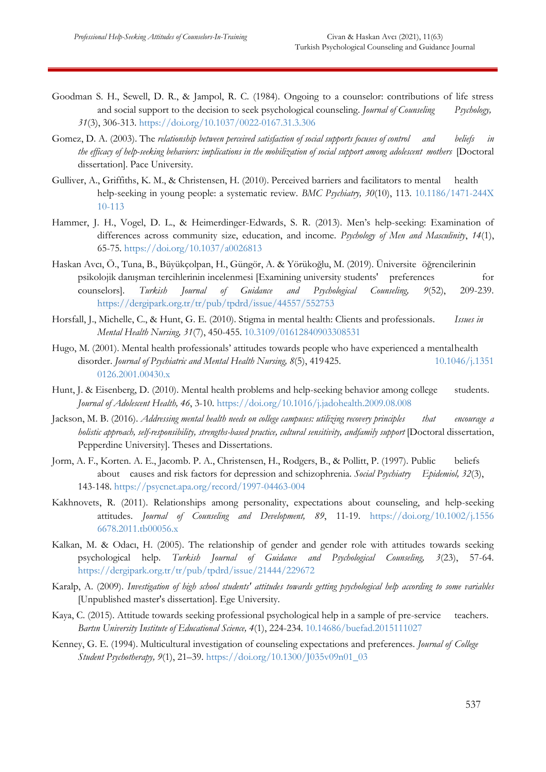Goodman S. H., Sewell, D. R., & Jampol, R. C. (1984). Ongoing to a counselor: contributions of life stress and social support to the decision to seek psychological counseling. *Journal of Counseling Psychology, 31*(3), 306-313. https://doi.org/10.1037/0022-0167.31.3.306

Gomez, D. A. (2003). The *relationship between perceived satisfaction of social supports focuses of control and beliefs in the efficacy of help-seeking behaviors: implications in the mobilization of social support among adolescent mothers* [Doctoral dissertation]. Pace University.

Gulliver, A., Griffiths, K. M., & Christensen, H. (2010). Perceived barriers and facilitators to mental health help-seeking in young people: a systematic review. *BMC Psychiatry, 30*(10), 113. 10.1186/1471-244X 10-113

Hammer, J. H., Vogel, D. L., & Heimerdinger-Edwards, S. R. (2013). Men's help-seeking: Examination of differences across community size, education, and income. *Psychology of Men and Masculinity*, *14*(1), 65-75. https://doi.org/10.1037/a0026813

Haskan Avcı, Ö., Tuna, B., Büyükçolpan, H., Güngör, A. & Yörükoğlu, M. (2019). Üniversite öğrencilerinin psikolojik danışman tercihlerinin incelenmesi [Examining university students' preferences for counselors]. *Turkish Journal of Guidance and Psychological Counseling, 9*(52), 209-239. https://dergipark.org.tr/tr/pub/tpdrd/issue/44557/552753

Horsfall, J., Michelle, C., & Hunt, G. E. (2010). Stigma in mental health: Clients and professionals. *Issues in Mental Health Nursing, 31*(7), 450-455. 10.3109/01612840903308531

Hugo, M. (2001). Mental health professionals' attitudes towards people who have experienced a mental health disorder. *Journal of Psychiatric and Mental Health Nursing, 8*(5), 419425. 10.1046/j.1351 0126.2001.00430.x

Hunt, J. & Eisenberg, D. (2010). Mental health problems and help-seeking behavior among college students. *Journal of Adolescent Health, 46*, 3-10. https://doi.org/10.1016/j.jadohealth.2009.08.008

Jackson, M. B. (2016). *Addressing mental health needs on college campuses: utilizing recovery principles that encourage a holistic approach, self-responsibility, strengths-based practice, cultural sensitivity, andfamily support* [Doctoral dissertation, Pepperdine University]. Theses and Dissertations.

Jorm, A. F., Korten. A. E., Jacomb. P. A., Christensen, H., Rodgers, B., & Pollitt, P. (1997). Public beliefs about causes and risk factors for depression and schizophrenia. *Social Psychiatry Epidemiol, 32*(3), 143-148. https://psycnet.apa.org/record/1997-04463-004

Kakhnovets, R. (2011). Relationships among personality, expectations about counseling, and help-seeking attitudes. *Journal of Counseling and Development, 89*, 11-19. https://doi.org/10.1002/j.1556 6678.2011.tb00056.x

Kalkan, M. & Odacı, H. (2005). The relationship of gender and gender role with attitudes towards seeking psychological help. *Turkish Journal of Guidance and Psychological Counseling, 3*(23), 57-64. https://dergipark.org.tr/tr/pub/tpdrd/issue/21444/229672

Karalp, A. (2009). *Investigation of high school students' attitudes towards getting psychological help according to some variables* [Unpublished master's dissertation]. Ege University.

Kaya, C. (2015). Attitude towards seeking professional psychological help in a sample of pre-service teachers. *Bartın University Institute of Educational Science, 4*(1), 224-234. 10.14686/buefad.2015111027

Kenney, G. E. (1994). Multicultural investigation of counseling expectations and preferences. *Journal of College Student Psychotherapy, 9*(1), 21–39. https://doi.org/10.1300/J035v09n01_03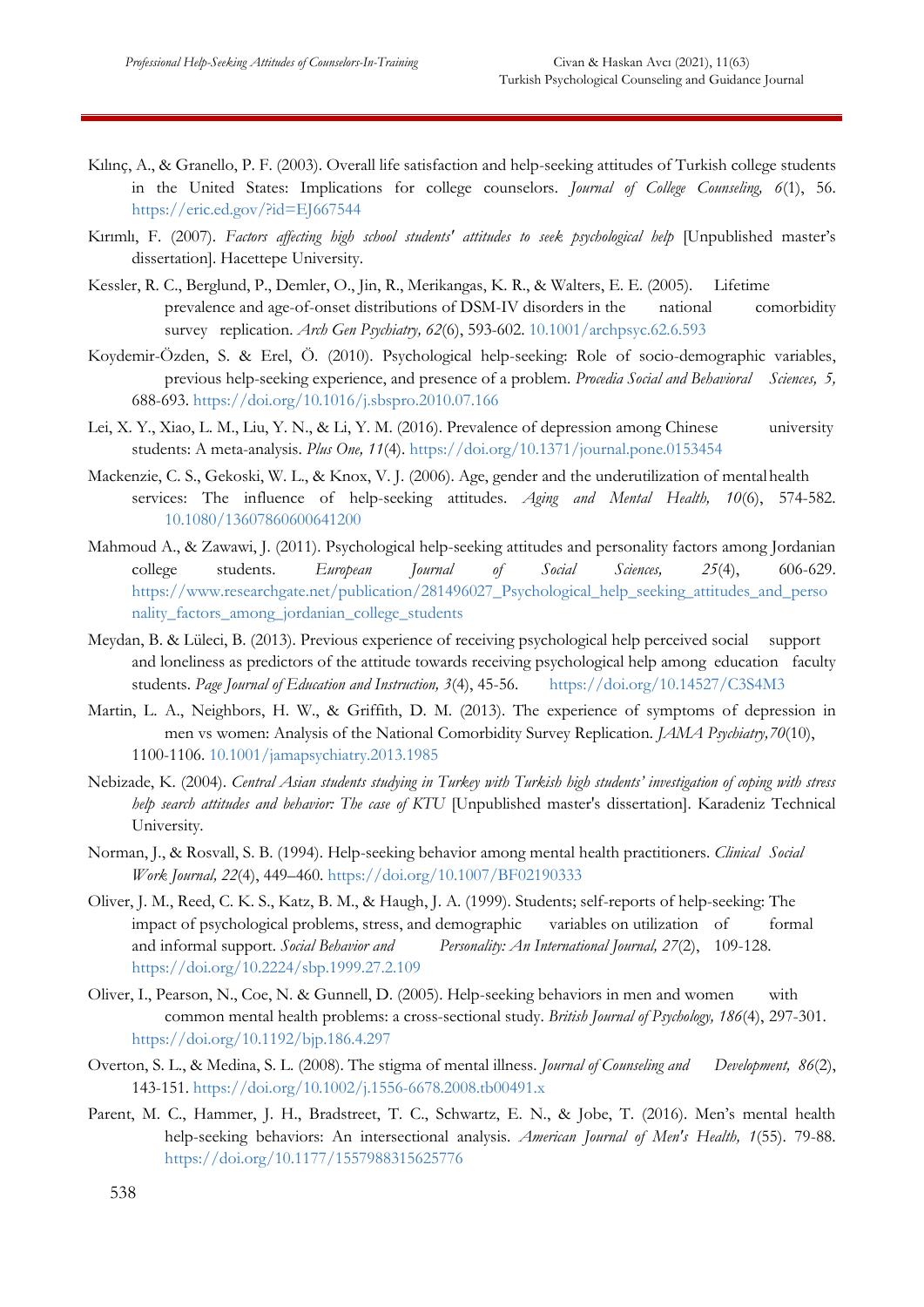Kılınç, A., & Granello, P. F. (2003). Overall life satisfaction and help-seeking attitudes of Turkish college students in the United States: Implications for college counselors. *Journal of College Counseling, 6*(1), 56. https://eric.ed.gov/?id=EJ667544

Kırımlı, F. (2007). *Factors affecting high school students' attitudes to seek psychological help* [Unpublished master's dissertation]. Hacettepe University.

Kessler, R. C., Berglund, P., Demler, O., Jin, R., Merikangas, K. R., & Walters, E. E. (2005). Lifetime prevalence and age-of-onset distributions of DSM-IV disorders in the national comorbidity survey replication. *Arch Gen Psychiatry, 62*(6), 593-602. 10.1001/archpsyc.62.6.593

Koydemir-Özden, S. & Erel, Ö. (2010). Psychological help-seeking: Role of socio-demographic variables, previous help-seeking experience, and presence of a problem. *Procedia Social and Behavioral Sciences, 5,* 688-693. https://doi.org/10.1016/j.sbspro.2010.07.166

Lei, X. Y., Xiao, L. M., Liu, Y. N., & Li, Y. M. (2016). Prevalence of depression among Chinese university students: A meta-analysis. *Plus One, 11*(4). https://doi.org/10.1371/journal.pone.0153454

Mackenzie, C. S., Gekoski, W. L., & Knox, V. J. (2006). Age, gender and the underutilization of mental health services: The influence of help-seeking attitudes. *Aging and Mental Health, 10*(6), 574-582. 10.1080/13607860600641200

Mahmoud A., & Zawawi, J. (2011). Psychological help-seeking attitudes and personality factors among Jordanian college students. *European Journal of Social Sciences, 25*(4), 606-629. https://www.researchgate.net/publication/281496027_Psychological_help_seeking_attitudes_and_personality_factors_among_jordanian_college_students

Meydan, B. & Lüleci, B. (2013). Previous experience of receiving psychological help perceived social support and loneliness as predictors of the attitude towards receiving psychological help among education faculty students. *Page Journal of Education and Instruction, 3*(4), 45-56. https://doi.org/10.14527/C3S4M3

Martin, L. A., Neighbors, H. W., & Griffith, D. M. (2013). The experience of symptoms of depression in men vs women: Analysis of the National Comorbidity Survey Replication. *JAMA Psychiatry,70*(10), 1100-1106. 10.1001/jamapsychiatry.2013.1985

Nebizade, K. (2004). *Central Asian students studying in Turkey with Turkish high students' investigation of coping with stress help search attitudes and behavior: The case of KTU* [Unpublished master's dissertation]. Karadeniz Technical University.

Norman, J., & Rosvall, S. B. (1994). Help-seeking behavior among mental health practitioners. *Clinical Social Work Journal, 22*(4), 449–460. https://doi.org/10.1007/BF02190333

Oliver, J. M., Reed, C. K. S., Katz, B. M., & Haugh, J. A. (1999). Students; self-reports of help-seeking: The impact of psychological problems, stress, and demographic variables on utilization of formal and informal support. *Social Behavior and Personality: An International Journal, 27*(2), 109-128. https://doi.org/10.2224/sbp.1999.27.2.109

Oliver, I., Pearson, N., Coe, N. & Gunnell, D. (2005). Help-seeking behaviors in men and women with common mental health problems: a cross-sectional study. *British Journal of Psychology, 186*(4), 297-301. https://doi.org/10.1192/bjp.186.4.297

Overton, S. L., & Medina, S. L. (2008). The stigma of mental illness. *Journal of Counseling and Development, 86*(2), 143-151. https://doi.org/10.1002/j.1556-6678.2008.tb00491.x

Parent, M. C., Hammer, J. H., Bradstreet, T. C., Schwartz, E. N., & Jobe, T. (2016). Men's mental health help-seeking behaviors: An intersectional analysis. *American Journal of Men's Health, 1*(55). 79-88. https://doi.org/10.1177/1557988315625776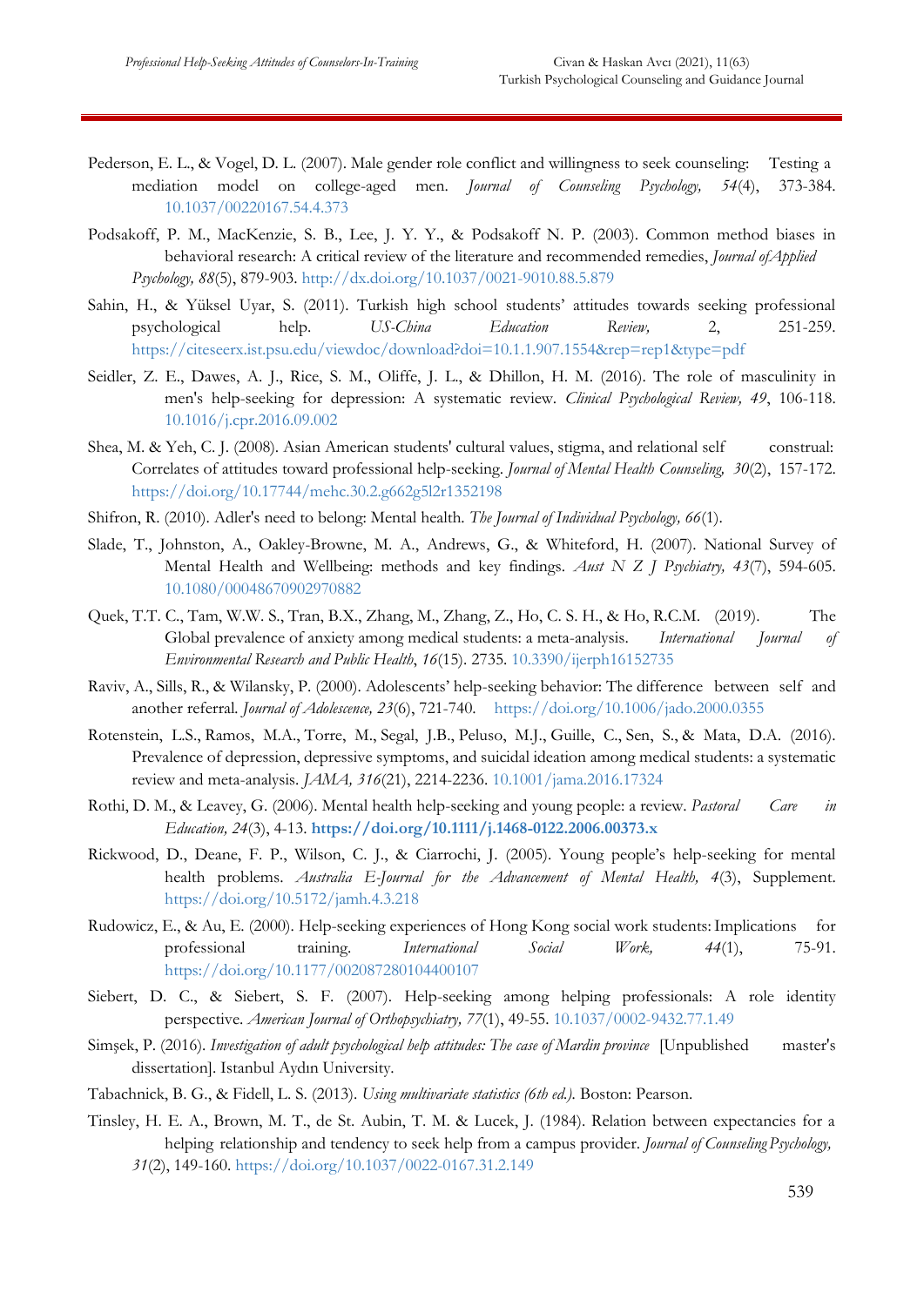Pederson, E. L., & Vogel, D. L. (2007). Male gender role conflict and willingness to seek counseling: Testing a mediation model on college-aged men. *Journal of Counseling Psychology, 54*(4), 373-384. 10.1037/00220167.54.4.373

Podsakoff, P. M., MacKenzie, S. B., Lee, J. Y. Y., & Podsakoff N. P. (2003). Common method biases in behavioral research: A critical review of the literature and recommended remedies, *Journal of Applied Psychology, 88*(5), 879-903. http://dx.doi.org/10.1037/0021-9010.88.5.879

Sahin, H., & Yüksel Uyar, S. (2011). Turkish high school students' attitudes towards seeking professional psychological help. *US-China Education Review,* 2, 251-259. https://citeseerx.ist.psu.edu/viewdoc/download?doi=10.1.1.907.1554&rep=rep1&type=pdf

Seidler, Z. E., Dawes, A. J., Rice, S. M., Oliffe, J. L., & Dhillon, H. M. (2016). The role of masculinity in men's help-seeking for depression: A systematic review. *Clinical Psychological Review, 49*, 106-118. 10.1016/j.cpr.2016.09.002

Shea, M. & Yeh, C. J. (2008). Asian American students' cultural values, stigma, and relational self construal: Correlates of attitudes toward professional help-seeking. *Journal of Mental Health Counseling, 30*(2), 157-172. https://doi.org/10.17744/mehc.30.2.g662g5l2r1352198

Shifron, R. (2010). Adler's need to belong: Mental health. *The Journal of Individual Psychology, 66*(1).

Slade, T., Johnston, A., Oakley-Browne, M. A., Andrews, G., & Whiteford, H. (2007). National Survey of Mental Health and Wellbeing: methods and key findings. *Aust N Z J Psychiatry, 43*(7), 594-605. 10.1080/00048670902970882

Quek, T.T. C., Tam, W.W. S., Tran, B.X., Zhang, M., Zhang, Z., Ho, C. S. H., & Ho, R.C.M. (2019). The Global prevalence of anxiety among medical students: a meta-analysis. *International Journal of Environmental Research and Public Health*, *16*(15). 2735. 10.3390/ijerph16152735

Raviv, A., Sills, R., & Wilansky, P. (2000). Adolescents' help-seeking behavior: The difference between self and another referral. *Journal of Adolescence, 23*(6), 721-740. https://doi.org/10.1006/jado.2000.0355

Rotenstein, L.S., Ramos, M.A., Torre, M., Segal, J.B., Peluso, M.J., Guille, C., Sen, S., & Mata, D.A. (2016). Prevalence of depression, depressive symptoms, and suicidal ideation among medical students: a systematic review and meta-analysis. *JAMA, 316*(21), 2214-2236. 10.1001/jama.2016.17324

Rothi, D. M., & Leavey, G. (2006). Mental health help-seeking and young people: a review. *Pastoral Care in Education, 24*(3), 4-13. **https://doi.org/10.1111/j.1468-0122.2006.00373.x**

Rickwood, D., Deane, F. P., Wilson, C. J., & Ciarrochi, J. (2005). Young people's help-seeking for mental health problems. *Australia E-Journal for the Advancement of Mental Health, 4*(3), Supplement. https://doi.org/10.5172/jamh.4.3.218

Rudowicz, E., & Au, E. (2000). Help-seeking experiences of Hong Kong social work students: Implications for professional training. *International Social Work, 44*(1), 75-91. https://doi.org/10.1177/002087280104400107

Siebert, D. C., & Siebert, S. F. (2007). Help-seeking among helping professionals: A role identity perspective. *American Journal of Orthopsychiatry, 77*(1), 49-55. 10.1037/0002-9432.77.1.49

Simşek, P. (2016). *Investigation of adult psychological help attitudes: The case of Mardin province* [Unpublished master's dissertation]. Istanbul Aydın University.

Tabachnick, B. G., & Fidell, L. S. (2013). *Using multivariate statistics (6th ed.).* Boston: Pearson.

Tinsley, H. E. A., Brown, M. T., de St. Aubin, T. M. & Lucek, J. (1984). Relation between expectancies for a helping relationship and tendency to seek help from a campus provider. *Journal of Counseling Psychology, 31*(2), 149-160. https://doi.org/10.1037/0022-0167.31.2.149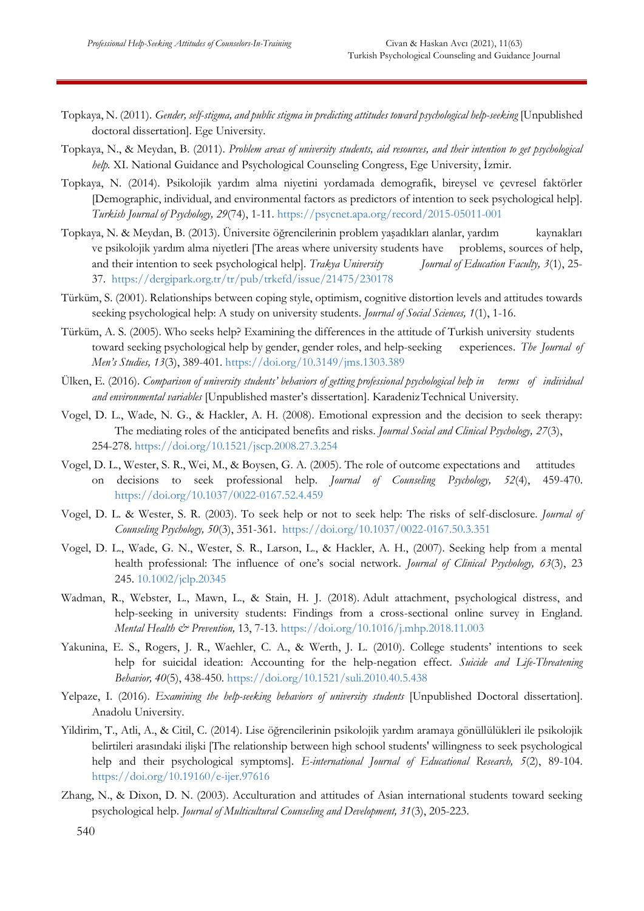Topkaya, N. (2011). *Gender, self-stigma, and public stigma in predicting attitudes toward psychological help-seeking* [Unpublished doctoral dissertation]. Ege University.

Topkaya, N., & Meydan, B. (2011). *Problem areas of university students, aid resources, and their intention to get psychological help.* XI. National Guidance and Psychological Counseling Congress, Ege University, İzmir.

Topkaya, N. (2014). Psikolojik yardım alma niyetini yordamada demografik, bireysel ve çevresel faktörler [Demographic, individual, and environmental factors as predictors of intention to seek psychological help]. *Turkish Journal of Psychology, 29*(74), 1-11. https://psycnet.apa.org/record/2015-05011-001

Topkaya, N. & Meydan, B. (2013). Üniversite öğrencilerinin problem yaşadıkları alanlar, yardım kaynakları ve psikolojik yardım alma niyetleri [The areas where university students have problems, sources of help, and their intention to seek psychological help]. *Trakya University Journal of Education Faculty, 3*(1), 25-37. https://dergipark.org.tr/tr/pub/trkefd/issue/21475/230178

Türküm, S. (2001). Relationships between coping style, optimism, cognitive distortion levels and attitudes towards seeking psychological help: A study on university students. *Journal of Social Sciences, 1*(1), 1-16.

Türküm, A. S. (2005). Who seeks help? Examining the differences in the attitude of Turkish university students toward seeking psychological help by gender, gender roles, and help-seeking experiences. *The Journal of Men's Studies, 13*(3), 389-401. https://doi.org/10.3149/jms.1303.389

Ülken, E. (2016). *Comparison of university students' behaviors of getting professional psychological help in terms of individual and environmental variables* [Unpublished master's dissertation]. Karadeniz Technical University.

Vogel, D. L., Wade, N. G., & Hackler, A. H. (2008). Emotional expression and the decision to seek therapy: The mediating roles of the anticipated benefits and risks. *Journal Social and Clinical Psychology, 27*(3), 254-278. https://doi.org/10.1521/jscp.2008.27.3.254

Vogel, D. L., Wester, S. R., Wei, M., & Boysen, G. A. (2005). The role of outcome expectations and attitudes on decisions to seek professional help. *Journal of Counseling Psychology, 52*(4), 459-470. https://doi.org/10.1037/0022-0167.52.4.459

Vogel, D. L. & Wester, S. R. (2003). To seek help or not to seek help: The risks of self-disclosure. *Journal of Counseling Psychology, 50*(3), 351-361. https://doi.org/10.1037/0022-0167.50.3.351

Vogel, D. L., Wade, G. N., Wester, S. R., Larson, L., & Hackler, A. H., (2007). Seeking help from a mental health professional: The influence of one's social network. *Journal of Clinical Psychology, 63*(3), 23 245. 10.1002/jclp.20345

Wadman, R., Webster, L., Mawn, L., & Stain, H. J. (2018). Adult attachment, psychological distress, and help-seeking in university students: Findings from a cross-sectional online survey in England. *Mental Health & Prevention,* 13, 7-13. https://doi.org/10.1016/j.mhp.2018.11.003

Yakunina, E. S., Rogers, J. R., Waehler, C. A., & Werth, J. L. (2010). College students' intentions to seek help for suicidal ideation: Accounting for the help-negation effect. *Suicide and Life-Threatening Behavior, 40*(5), 438-450. https://doi.org/10.1521/suli.2010.40.5.438

Yelpaze, I. (2016). *Examining the help-seeking behaviors of university students* [Unpublished Doctoral dissertation]. Anadolu University.

Yildirim, T., Atli, A., & Citil, C. (2014). Lise öğrencilerinin psikolojik yardım aramaya gönüllülükleri ile psikolojik belirtileri arasındaki ilişki [The relationship between high school students' willingness to seek psychological help and their psychological symptoms]. *E-international Journal of Educational Research, 5*(2), 89-104. https://doi.org/10.19160/e-ijer.97616

Zhang, N., & Dixon, D. N. (2003). Acculturation and attitudes of Asian international students toward seeking psychological help. *Journal of Multicultural Counseling and Development, 31*(3), 205-223.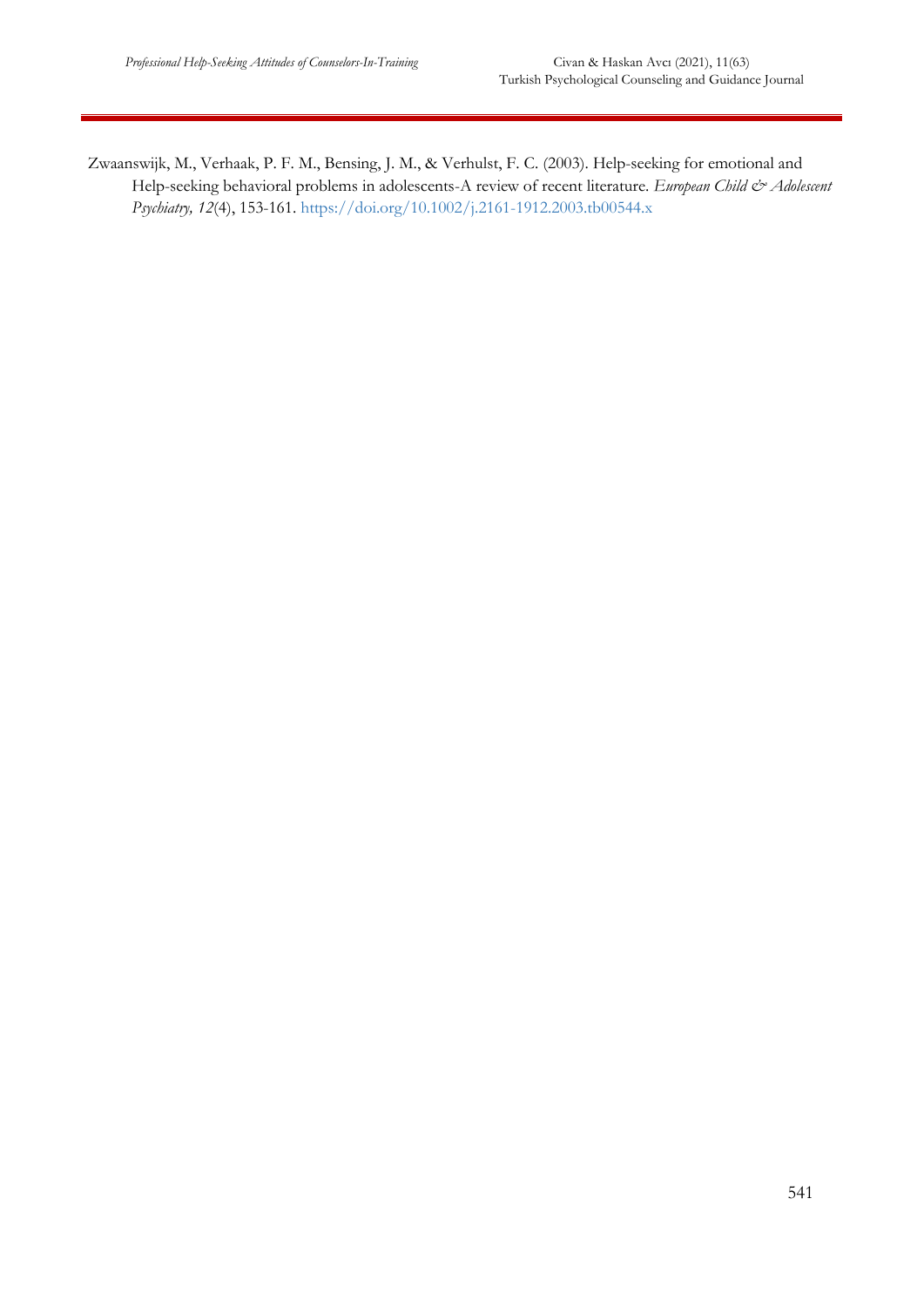Zwaanswijk, M., Verhaak, P. F. M., Bensing, J. M., & Verhulst, F. C. (2003). Help-seeking for emotional and Help-seeking behavioral problems in adolescents-A review of recent literature. *European Child & Adolescent Psychiatry, 12*(4), 153-161. https://doi.org/10.1002/j.2161-1912.2003.tb00544.x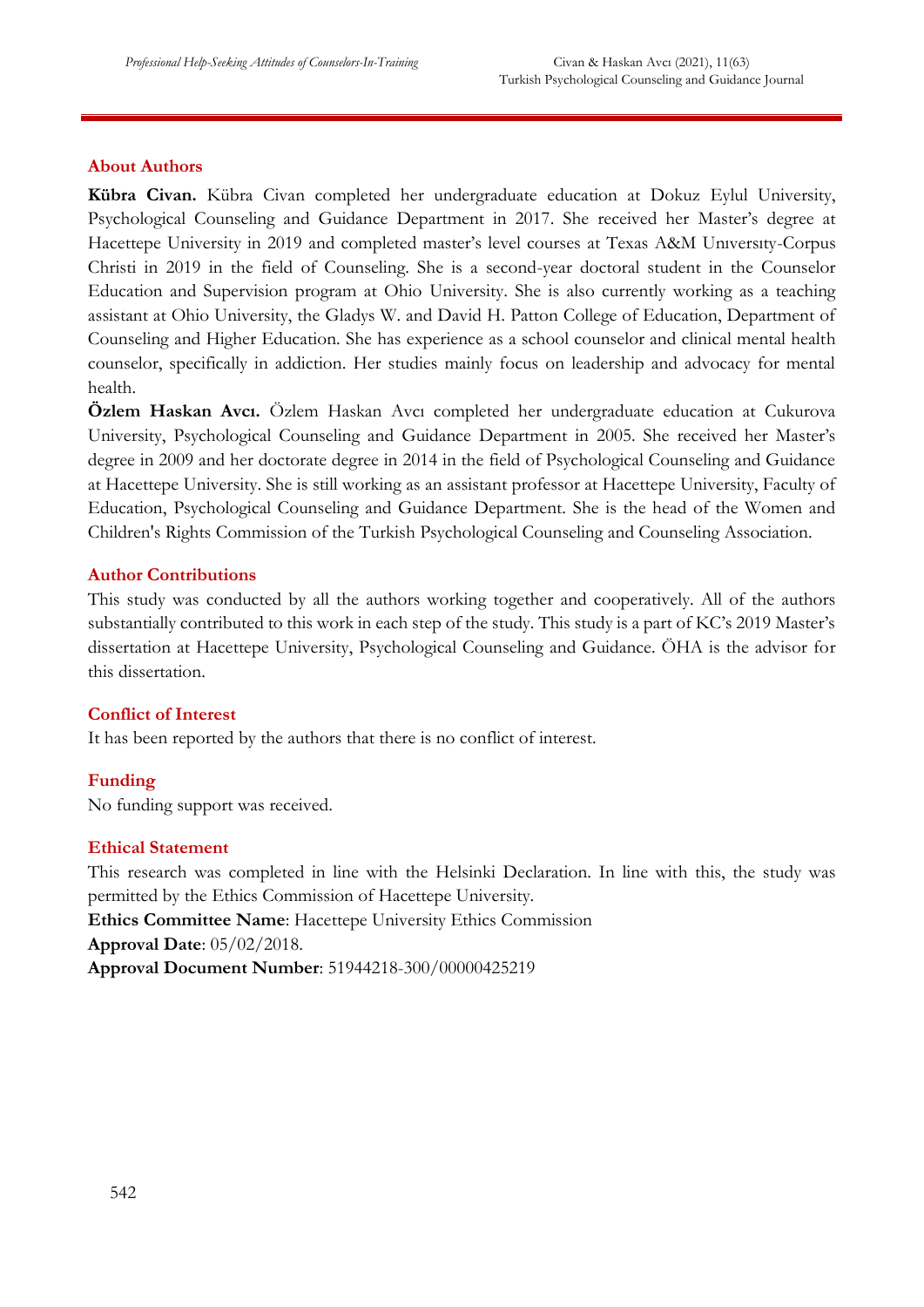## About Authors

**Kübra Civan.** Kübra Civan completed her undergraduate education at Dokuz Eylul University, Psychological Counseling and Guidance Department in 2017. She received her Master's degree at Hacettepe University in 2019 and completed master's level courses at Texas A&M Unıversıty-Corpus Christi in 2019 in the field of Counseling. She is a second-year doctoral student in the Counselor Education and Supervision program at Ohio University. She is also currently working as a teaching assistant at Ohio University, the Gladys W. and David H. Patton College of Education, Department of Counseling and Higher Education. She has experience as a school counselor and clinical mental health counselor, specifically in addiction. Her studies mainly focus on leadership and advocacy for mental health.

**Özlem Haskan Avcı.** Özlem Haskan Avcı completed her undergraduate education at Cukurova University, Psychological Counseling and Guidance Department in 2005. She received her Master's degree in 2009 and her doctorate degree in 2014 in the field of Psychological Counseling and Guidance at Hacettepe University. She is still working as an assistant professor at Hacettepe University, Faculty of Education, Psychological Counseling and Guidance Department. She is the head of the Women and Children's Rights Commission of the Turkish Psychological Counseling and Counseling Association.

## Author Contributions

This study was conducted by all the authors working together and cooperatively. All of the authors substantially contributed to this work in each step of the study. This study is a part of KC's 2019 Master's dissertation at Hacettepe University, Psychological Counseling and Guidance. ÖHA is the advisor for this dissertation.

## Conflict of Interest

It has been reported by the authors that there is no conflict of interest.

## Funding

No funding support was received.

## Ethical Statement

This research was completed in line with the Helsinki Declaration. In line with this, the study was permitted by the Ethics Commission of Hacettepe University.

**Ethics Committee Name**: Hacettepe University Ethics Commission

**Approval Date**: 05/02/2018.

**Approval Document Number**: 51944218-300/00000425219